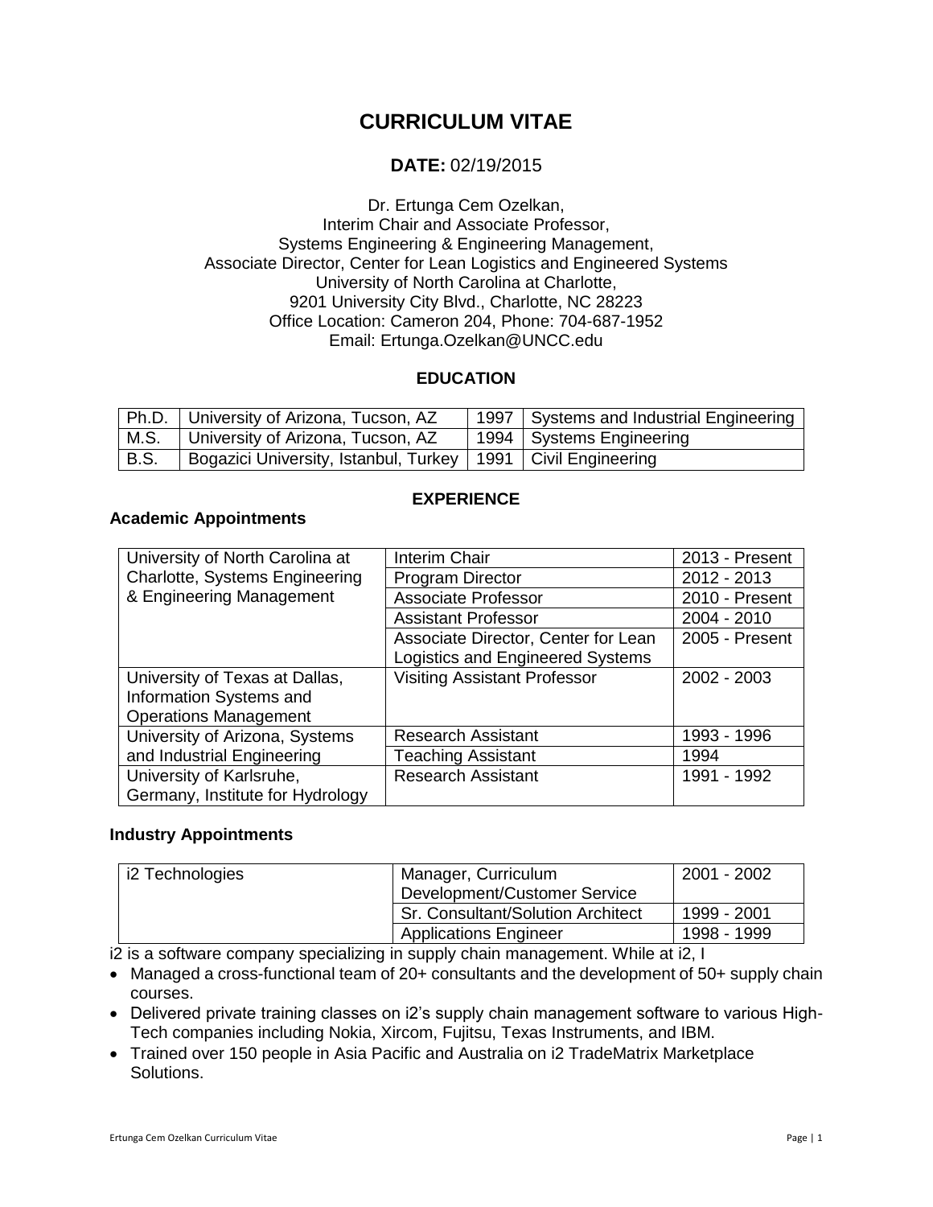# CURRICULUM VITAE

**DATE:** 02/19/2015

Dr. Ertunga Cem Ozelkan,
Interim Chair and Associate Professor,
Systems Engineering & Engineering Management,
Associate Director, Center for Lean Logistics and Engineered Systems
University of North Carolina at Charlotte,
9201 University City Blvd., Charlotte, NC 28223
Office Location: Cameron 204, Phone: 704-687-1952
Email: Ertunga.Ozelkan@UNCC.edu

## EDUCATION

| | | | |
|---|---|---|---|
| Ph.D. | University of Arizona, Tucson, AZ | 1997 | Systems and Industrial Engineering |
| M.S. | University of Arizona, Tucson, AZ | 1994 | Systems Engineering |
| B.S. | Bogazici University, Istanbul, Turkey | 1991 | Civil Engineering |

## EXPERIENCE

### Academic Appointments

| | | |
|---|---|---|
| University of North Carolina at Charlotte, Systems Engineering & Engineering Management | Interim Chair | 2013 - Present |
| | Program Director | 2012 - 2013 |
| | Associate Professor | 2010 - Present |
| | Assistant Professor | 2004 - 2010 |
| | Associate Director, Center for Lean Logistics and Engineered Systems | 2005 - Present |
| University of Texas at Dallas, Information Systems and Operations Management | Visiting Assistant Professor | 2002 - 2003 |
| University of Arizona, Systems and Industrial Engineering | Research Assistant | 1993 - 1996 |
| | Teaching Assistant | 1994 |
| University of Karlsruhe, Germany, Institute for Hydrology | Research Assistant | 1991 - 1992 |

### Industry Appointments

| | | |
|---|---|---|
| i2 Technologies | Manager, Curriculum Development/Customer Service | 2001 - 2002 |
| | Sr. Consultant/Solution Architect | 1999 - 2001 |
| | Applications Engineer | 1998 - 1999 |

i2 is a software company specializing in supply chain management. While at i2, I

- Managed a cross-functional team of 20+ consultants and the development of 50+ supply chain courses.
- Delivered private training classes on i2's supply chain management software to various High-Tech companies including Nokia, Xircom, Fujitsu, Texas Instruments, and IBM.
- Trained over 150 people in Asia Pacific and Australia on i2 TradeMatrix Marketplace Solutions.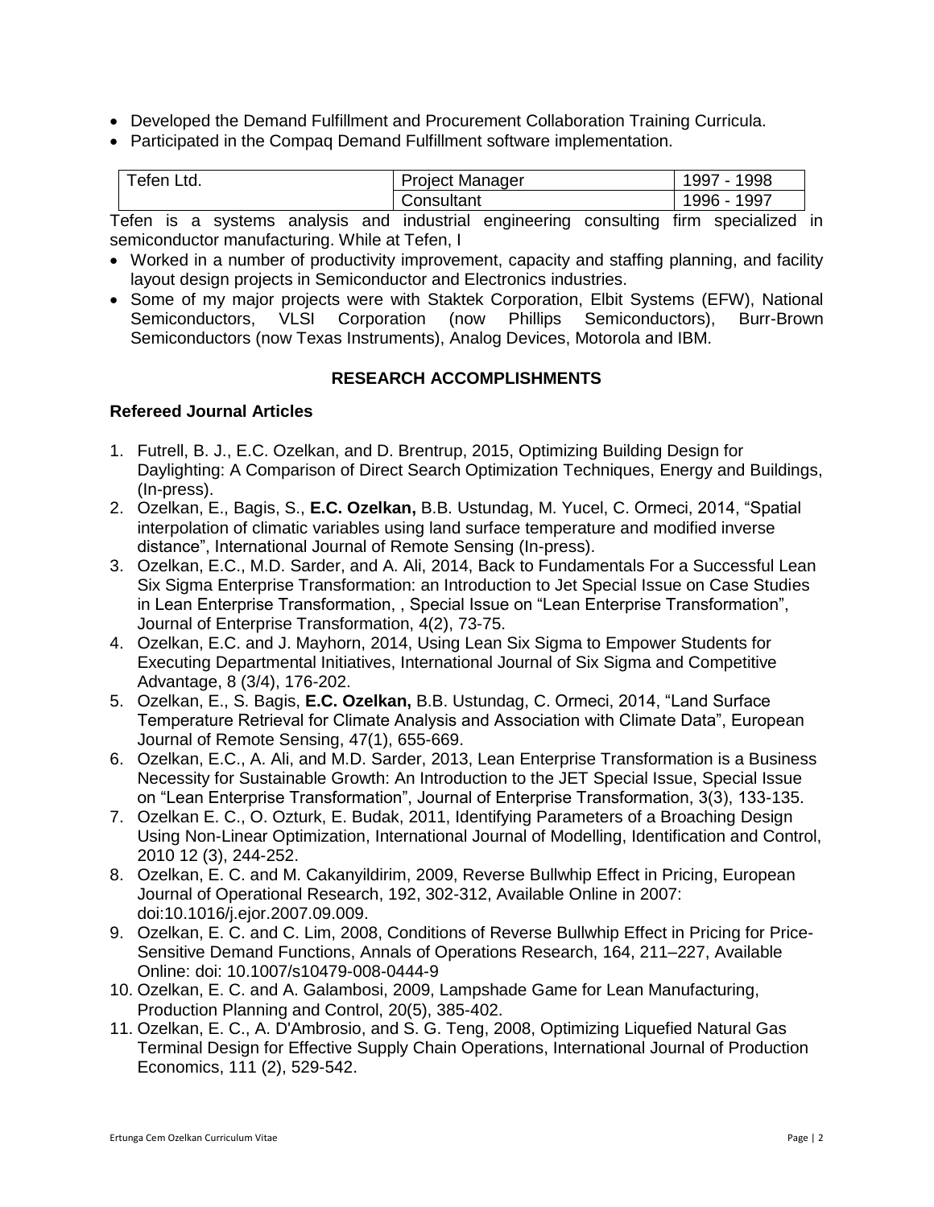- Developed the Demand Fulfillment and Procurement Collaboration Training Curricula.
- Participated in the Compaq Demand Fulfillment software implementation.

| Tefen Ltd. | Project Manager | 1997 - 1998 |
|---|---|---|
| | Consultant | 1996 - 1997 |

Tefen is a systems analysis and industrial engineering consulting firm specialized in semiconductor manufacturing. While at Tefen, I

- Worked in a number of productivity improvement, capacity and staffing planning, and facility layout design projects in Semiconductor and Electronics industries.
- Some of my major projects were with Staktek Corporation, Elbit Systems (EFW), National Semiconductors, VLSI Corporation (now Phillips Semiconductors), Burr-Brown Semiconductors (now Texas Instruments), Analog Devices, Motorola and IBM.

## RESEARCH ACCOMPLISHMENTS

### Refereed Journal Articles

1. Futrell, B. J., E.C. Ozelkan, and D. Brentrup, 2015, Optimizing Building Design for Daylighting: A Comparison of Direct Search Optimization Techniques, Energy and Buildings, (In-press).
2. Ozelkan, E., Bagis, S., **E.C. Ozelkan,** B.B. Ustundag, M. Yucel, C. Ormeci, 2014, "Spatial interpolation of climatic variables using land surface temperature and modified inverse distance", International Journal of Remote Sensing (In-press).
3. Ozelkan, E.C., M.D. Sarder, and A. Ali, 2014, Back to Fundamentals For a Successful Lean Six Sigma Enterprise Transformation: an Introduction to Jet Special Issue on Case Studies in Lean Enterprise Transformation, , Special Issue on "Lean Enterprise Transformation", Journal of Enterprise Transformation, 4(2), 73-75.
4. Ozelkan, E.C. and J. Mayhorn, 2014, Using Lean Six Sigma to Empower Students for Executing Departmental Initiatives, International Journal of Six Sigma and Competitive Advantage, 8 (3/4), 176-202.
5. Ozelkan, E., S. Bagis, **E.C. Ozelkan,** B.B. Ustundag, C. Ormeci, 2014, "Land Surface Temperature Retrieval for Climate Analysis and Association with Climate Data", European Journal of Remote Sensing, 47(1), 655-669.
6. Ozelkan, E.C., A. Ali, and M.D. Sarder, 2013, Lean Enterprise Transformation is a Business Necessity for Sustainable Growth: An Introduction to the JET Special Issue, Special Issue on "Lean Enterprise Transformation", Journal of Enterprise Transformation, 3(3), 133-135.
7. Ozelkan E. C., O. Ozturk, E. Budak, 2011, Identifying Parameters of a Broaching Design Using Non-Linear Optimization, International Journal of Modelling, Identification and Control, 2010 12 (3), 244-252.
8. Ozelkan, E. C. and M. Cakanyildirim, 2009, Reverse Bullwhip Effect in Pricing, European Journal of Operational Research, 192, 302-312, Available Online in 2007: doi:10.1016/j.ejor.2007.09.009.
9. Ozelkan, E. C. and C. Lim, 2008, Conditions of Reverse Bullwhip Effect in Pricing for Price-Sensitive Demand Functions, Annals of Operations Research, 164, 211–227, Available Online: doi: 10.1007/s10479-008-0444-9
10. Ozelkan, E. C. and A. Galambosi, 2009, Lampshade Game for Lean Manufacturing, Production Planning and Control, 20(5), 385-402.
11. Ozelkan, E. C., A. D'Ambrosio, and S. G. Teng, 2008, Optimizing Liquefied Natural Gas Terminal Design for Effective Supply Chain Operations, International Journal of Production Economics, 111 (2), 529-542.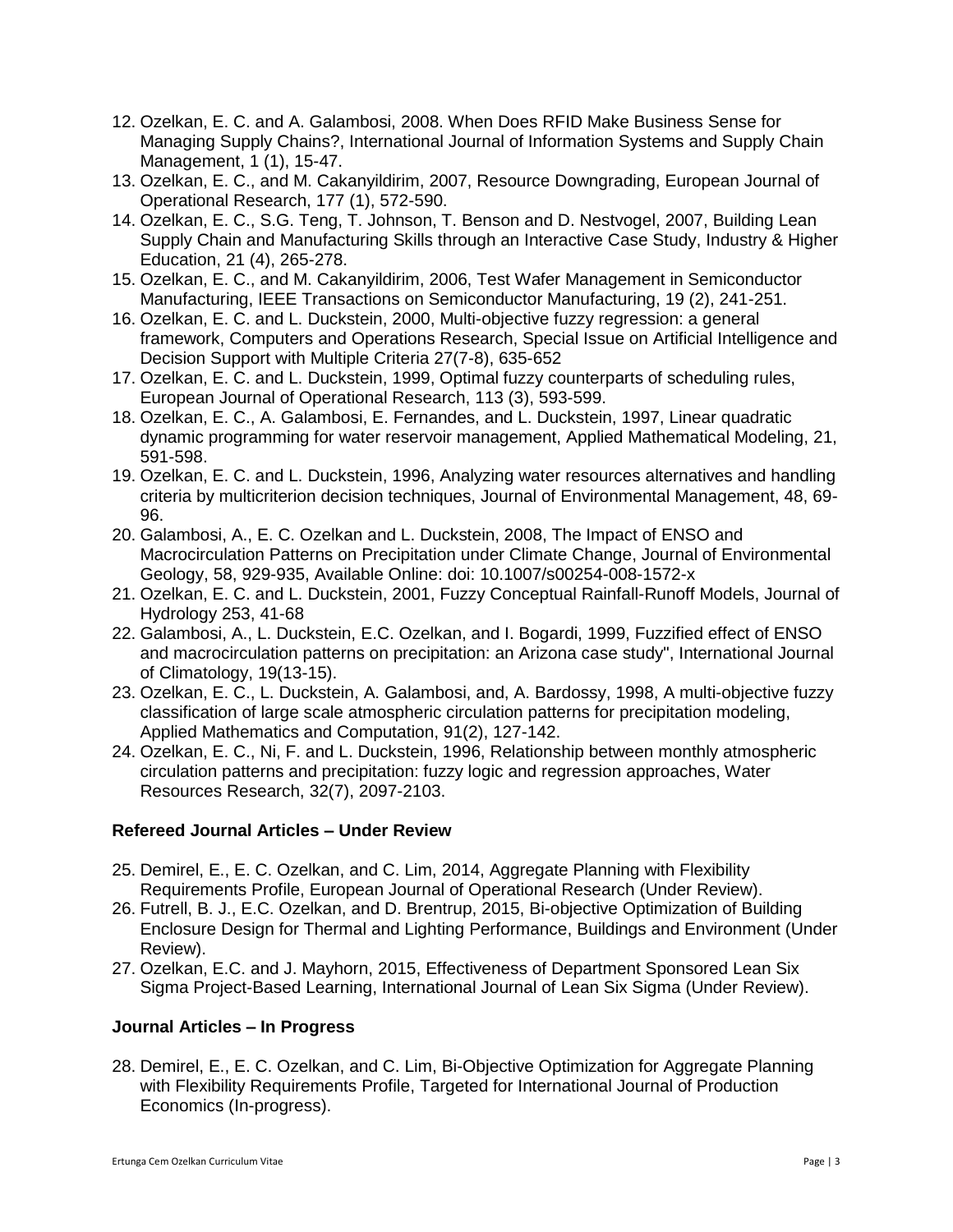12. Ozelkan, E. C. and A. Galambosi, 2008. When Does RFID Make Business Sense for Managing Supply Chains?, International Journal of Information Systems and Supply Chain Management, 1 (1), 15-47.
13. Ozelkan, E. C., and M. Cakanyildirim, 2007, Resource Downgrading, European Journal of Operational Research, 177 (1), 572-590.
14. Ozelkan, E. C., S.G. Teng, T. Johnson, T. Benson and D. Nestvogel, 2007, Building Lean Supply Chain and Manufacturing Skills through an Interactive Case Study, Industry & Higher Education, 21 (4), 265-278.
15. Ozelkan, E. C., and M. Cakanyildirim, 2006, Test Wafer Management in Semiconductor Manufacturing, IEEE Transactions on Semiconductor Manufacturing, 19 (2), 241-251.
16. Ozelkan, E. C. and L. Duckstein, 2000, Multi-objective fuzzy regression: a general framework, Computers and Operations Research, Special Issue on Artificial Intelligence and Decision Support with Multiple Criteria 27(7-8), 635-652
17. Ozelkan, E. C. and L. Duckstein, 1999, Optimal fuzzy counterparts of scheduling rules, European Journal of Operational Research, 113 (3), 593-599.
18. Ozelkan, E. C., A. Galambosi, E. Fernandes, and L. Duckstein, 1997, Linear quadratic dynamic programming for water reservoir management, Applied Mathematical Modeling, 21, 591-598.
19. Ozelkan, E. C. and L. Duckstein, 1996, Analyzing water resources alternatives and handling criteria by multicriterion decision techniques, Journal of Environmental Management, 48, 69-96.
20. Galambosi, A., E. C. Ozelkan and L. Duckstein, 2008, The Impact of ENSO and Macrocirculation Patterns on Precipitation under Climate Change, Journal of Environmental Geology, 58, 929-935, Available Online: doi: 10.1007/s00254-008-1572-x
21. Ozelkan, E. C. and L. Duckstein, 2001, Fuzzy Conceptual Rainfall-Runoff Models, Journal of Hydrology 253, 41-68
22. Galambosi, A., L. Duckstein, E.C. Ozelkan, and I. Bogardi, 1999, Fuzzified effect of ENSO and macrocirculation patterns on precipitation: an Arizona case study", International Journal of Climatology, 19(13-15).
23. Ozelkan, E. C., L. Duckstein, A. Galambosi, and, A. Bardossy, 1998, A multi-objective fuzzy classification of large scale atmospheric circulation patterns for precipitation modeling, Applied Mathematics and Computation, 91(2), 127-142.
24. Ozelkan, E. C., Ni, F. and L. Duckstein, 1996, Relationship between monthly atmospheric circulation patterns and precipitation: fuzzy logic and regression approaches, Water Resources Research, 32(7), 2097-2103.

**Refereed Journal Articles – Under Review**

25. Demirel, E., E. C. Ozelkan, and C. Lim, 2014, Aggregate Planning with Flexibility Requirements Profile, European Journal of Operational Research (Under Review).
26. Futrell, B. J., E.C. Ozelkan, and D. Brentrup, 2015, Bi-objective Optimization of Building Enclosure Design for Thermal and Lighting Performance, Buildings and Environment (Under Review).
27. Ozelkan, E.C. and J. Mayhorn, 2015, Effectiveness of Department Sponsored Lean Six Sigma Project-Based Learning, International Journal of Lean Six Sigma (Under Review).

**Journal Articles – In Progress**

28. Demirel, E., E. C. Ozelkan, and C. Lim, Bi-Objective Optimization for Aggregate Planning with Flexibility Requirements Profile, Targeted for International Journal of Production Economics (In-progress).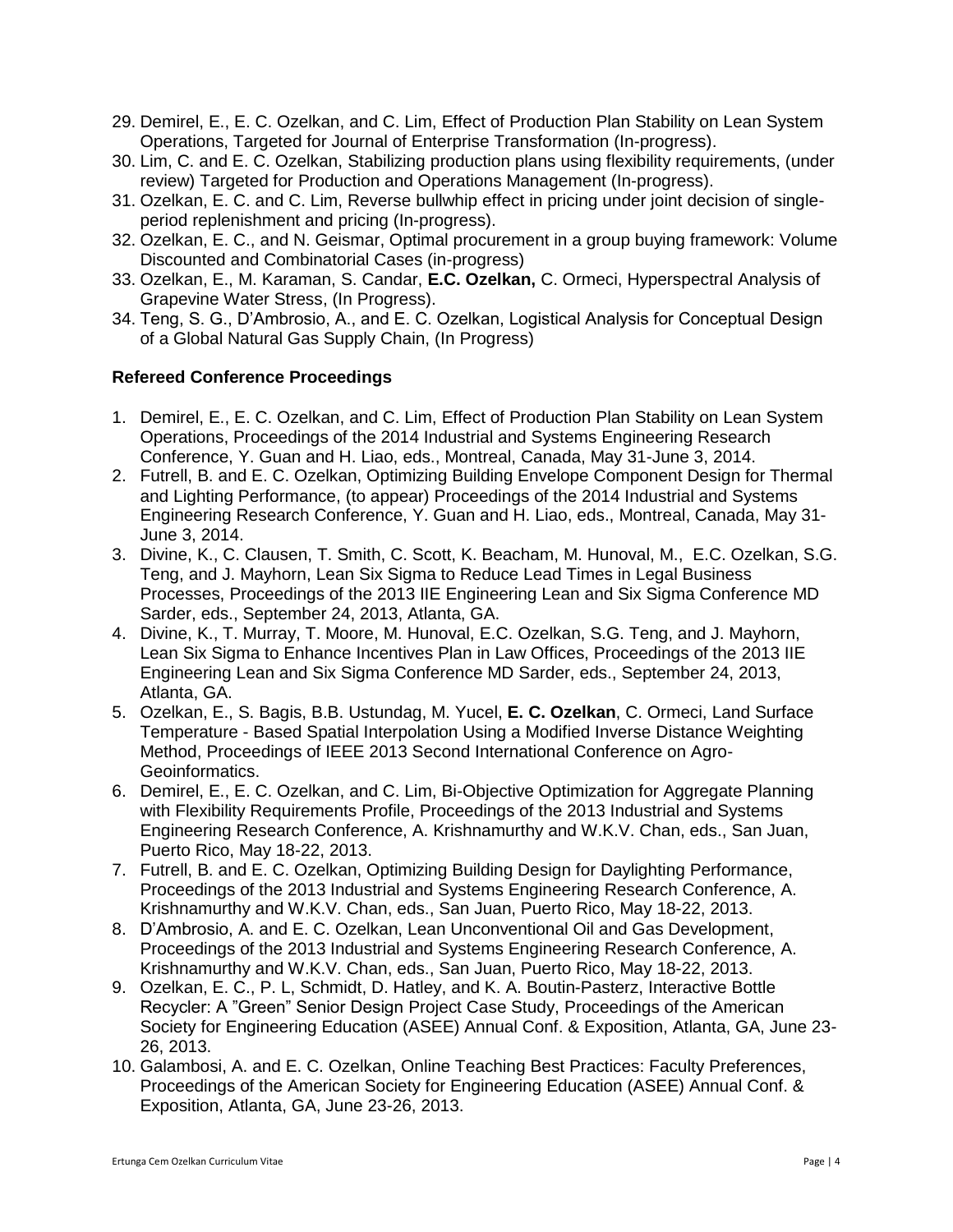29. Demirel, E., E. C. Ozelkan, and C. Lim, Effect of Production Plan Stability on Lean System Operations, Targeted for Journal of Enterprise Transformation (In-progress).
30. Lim, C. and E. C. Ozelkan, Stabilizing production plans using flexibility requirements, (under review) Targeted for Production and Operations Management (In-progress).
31. Ozelkan, E. C. and C. Lim, Reverse bullwhip effect in pricing under joint decision of single-period replenishment and pricing (In-progress).
32. Ozelkan, E. C., and N. Geismar, Optimal procurement in a group buying framework: Volume Discounted and Combinatorial Cases (in-progress)
33. Ozelkan, E., M. Karaman, S. Candar, **E.C. Ozelkan,** C. Ormeci, Hyperspectral Analysis of Grapevine Water Stress, (In Progress).
34. Teng, S. G., D'Ambrosio, A., and E. C. Ozelkan, Logistical Analysis for Conceptual Design of a Global Natural Gas Supply Chain, (In Progress)

### Refereed Conference Proceedings

1. Demirel, E., E. C. Ozelkan, and C. Lim, Effect of Production Plan Stability on Lean System Operations, Proceedings of the 2014 Industrial and Systems Engineering Research Conference, Y. Guan and H. Liao, eds., Montreal, Canada, May 31-June 3, 2014.
2. Futrell, B. and E. C. Ozelkan, Optimizing Building Envelope Component Design for Thermal and Lighting Performance, (to appear) Proceedings of the 2014 Industrial and Systems Engineering Research Conference, Y. Guan and H. Liao, eds., Montreal, Canada, May 31-June 3, 2014.
3. Divine, K., C. Clausen, T. Smith, C. Scott, K. Beacham, M. Hunoval, M., E.C. Ozelkan, S.G. Teng, and J. Mayhorn, Lean Six Sigma to Reduce Lead Times in Legal Business Processes, Proceedings of the 2013 IIE Engineering Lean and Six Sigma Conference MD Sarder, eds., September 24, 2013, Atlanta, GA.
4. Divine, K., T. Murray, T. Moore, M. Hunoval, E.C. Ozelkan, S.G. Teng, and J. Mayhorn, Lean Six Sigma to Enhance Incentives Plan in Law Offices, Proceedings of the 2013 IIE Engineering Lean and Six Sigma Conference MD Sarder, eds., September 24, 2013, Atlanta, GA.
5. Ozelkan, E., S. Bagis, B.B. Ustundag, M. Yucel, **E. C. Ozelkan**, C. Ormeci, Land Surface Temperature - Based Spatial Interpolation Using a Modified Inverse Distance Weighting Method, Proceedings of IEEE 2013 Second International Conference on Agro-Geoinformatics.
6. Demirel, E., E. C. Ozelkan, and C. Lim, Bi-Objective Optimization for Aggregate Planning with Flexibility Requirements Profile, Proceedings of the 2013 Industrial and Systems Engineering Research Conference, A. Krishnamurthy and W.K.V. Chan, eds., San Juan, Puerto Rico, May 18-22, 2013.
7. Futrell, B. and E. C. Ozelkan, Optimizing Building Design for Daylighting Performance, Proceedings of the 2013 Industrial and Systems Engineering Research Conference, A. Krishnamurthy and W.K.V. Chan, eds., San Juan, Puerto Rico, May 18-22, 2013.
8. D'Ambrosio, A. and E. C. Ozelkan, Lean Unconventional Oil and Gas Development, Proceedings of the 2013 Industrial and Systems Engineering Research Conference, A. Krishnamurthy and W.K.V. Chan, eds., San Juan, Puerto Rico, May 18-22, 2013.
9. Ozelkan, E. C., P. L, Schmidt, D. Hatley, and K. A. Boutin-Pasterz, Interactive Bottle Recycler: A "Green" Senior Design Project Case Study, Proceedings of the American Society for Engineering Education (ASEE) Annual Conf. & Exposition, Atlanta, GA, June 23-26, 2013.
10. Galambosi, A. and E. C. Ozelkan, Online Teaching Best Practices: Faculty Preferences, Proceedings of the American Society for Engineering Education (ASEE) Annual Conf. & Exposition, Atlanta, GA, June 23-26, 2013.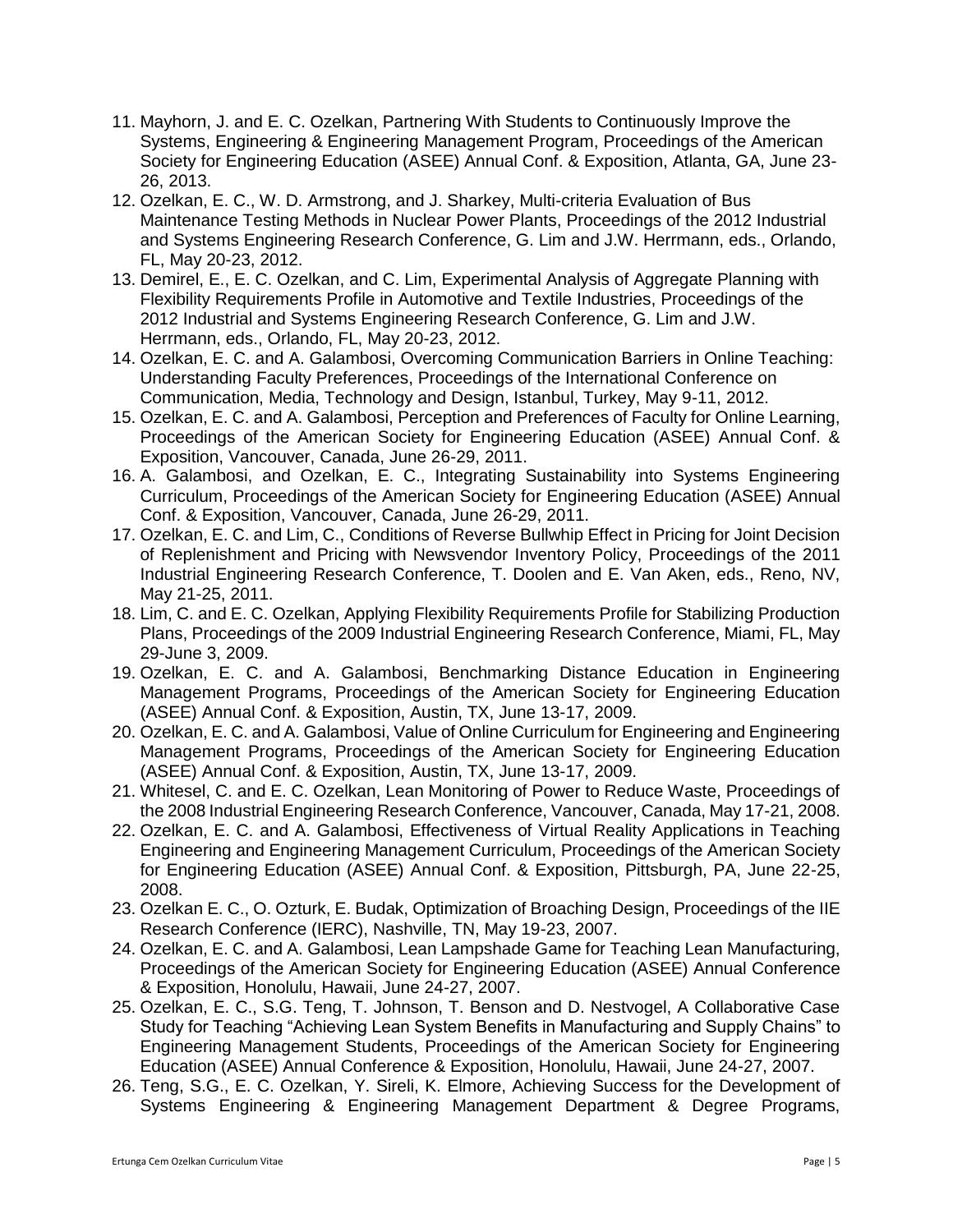11. Mayhorn, J. and E. C. Ozelkan, Partnering With Students to Continuously Improve the Systems, Engineering & Engineering Management Program, Proceedings of the American Society for Engineering Education (ASEE) Annual Conf. & Exposition, Atlanta, GA, June 23-26, 2013.
12. Ozelkan, E. C., W. D. Armstrong, and J. Sharkey, Multi-criteria Evaluation of Bus Maintenance Testing Methods in Nuclear Power Plants, Proceedings of the 2012 Industrial and Systems Engineering Research Conference, G. Lim and J.W. Herrmann, eds., Orlando, FL, May 20-23, 2012.
13. Demirel, E., E. C. Ozelkan, and C. Lim, Experimental Analysis of Aggregate Planning with Flexibility Requirements Profile in Automotive and Textile Industries, Proceedings of the 2012 Industrial and Systems Engineering Research Conference, G. Lim and J.W. Herrmann, eds., Orlando, FL, May 20-23, 2012.
14. Ozelkan, E. C. and A. Galambosi, Overcoming Communication Barriers in Online Teaching: Understanding Faculty Preferences, Proceedings of the International Conference on Communication, Media, Technology and Design, Istanbul, Turkey, May 9-11, 2012.
15. Ozelkan, E. C. and A. Galambosi, Perception and Preferences of Faculty for Online Learning, Proceedings of the American Society for Engineering Education (ASEE) Annual Conf. & Exposition, Vancouver, Canada, June 26-29, 2011.
16. A. Galambosi, and Ozelkan, E. C., Integrating Sustainability into Systems Engineering Curriculum, Proceedings of the American Society for Engineering Education (ASEE) Annual Conf. & Exposition, Vancouver, Canada, June 26-29, 2011.
17. Ozelkan, E. C. and Lim, C., Conditions of Reverse Bullwhip Effect in Pricing for Joint Decision of Replenishment and Pricing with Newsvendor Inventory Policy, Proceedings of the 2011 Industrial Engineering Research Conference, T. Doolen and E. Van Aken, eds., Reno, NV, May 21-25, 2011.
18. Lim, C. and E. C. Ozelkan, Applying Flexibility Requirements Profile for Stabilizing Production Plans, Proceedings of the 2009 Industrial Engineering Research Conference, Miami, FL, May 29-June 3, 2009.
19. Ozelkan, E. C. and A. Galambosi, Benchmarking Distance Education in Engineering Management Programs, Proceedings of the American Society for Engineering Education (ASEE) Annual Conf. & Exposition, Austin, TX, June 13-17, 2009.
20. Ozelkan, E. C. and A. Galambosi, Value of Online Curriculum for Engineering and Engineering Management Programs, Proceedings of the American Society for Engineering Education (ASEE) Annual Conf. & Exposition, Austin, TX, June 13-17, 2009.
21. Whitesel, C. and E. C. Ozelkan, Lean Monitoring of Power to Reduce Waste, Proceedings of the 2008 Industrial Engineering Research Conference, Vancouver, Canada, May 17-21, 2008.
22. Ozelkan, E. C. and A. Galambosi, Effectiveness of Virtual Reality Applications in Teaching Engineering and Engineering Management Curriculum, Proceedings of the American Society for Engineering Education (ASEE) Annual Conf. & Exposition, Pittsburgh, PA, June 22-25, 2008.
23. Ozelkan E. C., O. Ozturk, E. Budak, Optimization of Broaching Design, Proceedings of the IIE Research Conference (IERC), Nashville, TN, May 19-23, 2007.
24. Ozelkan, E. C. and A. Galambosi, Lean Lampshade Game for Teaching Lean Manufacturing, Proceedings of the American Society for Engineering Education (ASEE) Annual Conference & Exposition, Honolulu, Hawaii, June 24-27, 2007.
25. Ozelkan, E. C., S.G. Teng, T. Johnson, T. Benson and D. Nestvogel, A Collaborative Case Study for Teaching "Achieving Lean System Benefits in Manufacturing and Supply Chains" to Engineering Management Students, Proceedings of the American Society for Engineering Education (ASEE) Annual Conference & Exposition, Honolulu, Hawaii, June 24-27, 2007.
26. Teng, S.G., E. C. Ozelkan, Y. Sireli, K. Elmore, Achieving Success for the Development of Systems Engineering & Engineering Management Department & Degree Programs,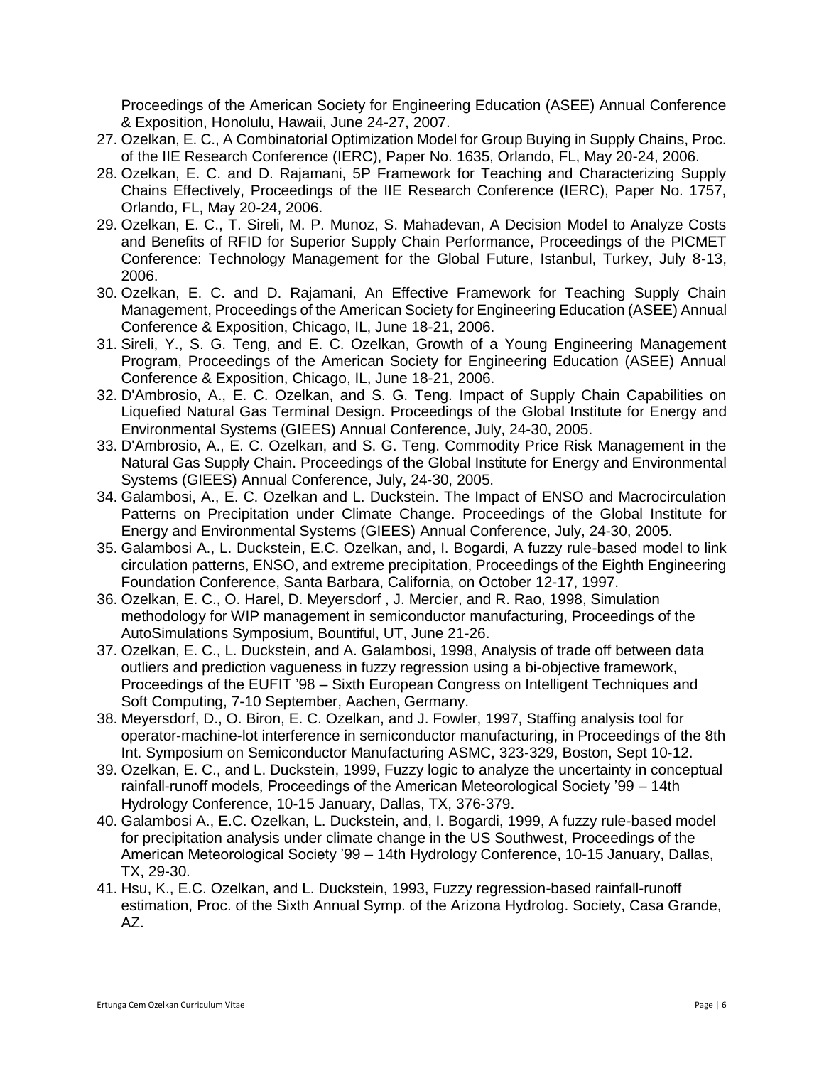Proceedings of the American Society for Engineering Education (ASEE) Annual Conference & Exposition, Honolulu, Hawaii, June 24-27, 2007.

27. Ozelkan, E. C., A Combinatorial Optimization Model for Group Buying in Supply Chains, Proc. of the IIE Research Conference (IERC), Paper No. 1635, Orlando, FL, May 20-24, 2006.
28. Ozelkan, E. C. and D. Rajamani, 5P Framework for Teaching and Characterizing Supply Chains Effectively, Proceedings of the IIE Research Conference (IERC), Paper No. 1757, Orlando, FL, May 20-24, 2006.
29. Ozelkan, E. C., T. Sireli, M. P. Munoz, S. Mahadevan, A Decision Model to Analyze Costs and Benefits of RFID for Superior Supply Chain Performance, Proceedings of the PICMET Conference: Technology Management for the Global Future, Istanbul, Turkey, July 8-13, 2006.
30. Ozelkan, E. C. and D. Rajamani, An Effective Framework for Teaching Supply Chain Management, Proceedings of the American Society for Engineering Education (ASEE) Annual Conference & Exposition, Chicago, IL, June 18-21, 2006.
31. Sireli, Y., S. G. Teng, and E. C. Ozelkan, Growth of a Young Engineering Management Program, Proceedings of the American Society for Engineering Education (ASEE) Annual Conference & Exposition, Chicago, IL, June 18-21, 2006.
32. D'Ambrosio, A., E. C. Ozelkan, and S. G. Teng. Impact of Supply Chain Capabilities on Liquefied Natural Gas Terminal Design. Proceedings of the Global Institute for Energy and Environmental Systems (GIEES) Annual Conference, July, 24-30, 2005.
33. D'Ambrosio, A., E. C. Ozelkan, and S. G. Teng. Commodity Price Risk Management in the Natural Gas Supply Chain. Proceedings of the Global Institute for Energy and Environmental Systems (GIEES) Annual Conference, July, 24-30, 2005.
34. Galambosi, A., E. C. Ozelkan and L. Duckstein. The Impact of ENSO and Macrocirculation Patterns on Precipitation under Climate Change. Proceedings of the Global Institute for Energy and Environmental Systems (GIEES) Annual Conference, July, 24-30, 2005.
35. Galambosi A., L. Duckstein, E.C. Ozelkan, and, I. Bogardi, A fuzzy rule-based model to link circulation patterns, ENSO, and extreme precipitation, Proceedings of the Eighth Engineering Foundation Conference, Santa Barbara, California, on October 12-17, 1997.
36. Ozelkan, E. C., O. Harel, D. Meyersdorf , J. Mercier, and R. Rao, 1998, Simulation methodology for WIP management in semiconductor manufacturing, Proceedings of the AutoSimulations Symposium, Bountiful, UT, June 21-26.
37. Ozelkan, E. C., L. Duckstein, and A. Galambosi, 1998, Analysis of trade off between data outliers and prediction vagueness in fuzzy regression using a bi-objective framework, Proceedings of the EUFIT '98 – Sixth European Congress on Intelligent Techniques and Soft Computing, 7-10 September, Aachen, Germany.
38. Meyersdorf, D., O. Biron, E. C. Ozelkan, and J. Fowler, 1997, Staffing analysis tool for operator-machine-lot interference in semiconductor manufacturing, in Proceedings of the 8th Int. Symposium on Semiconductor Manufacturing ASMC, 323-329, Boston, Sept 10-12.
39. Ozelkan, E. C., and L. Duckstein, 1999, Fuzzy logic to analyze the uncertainty in conceptual rainfall-runoff models, Proceedings of the American Meteorological Society '99 – 14th Hydrology Conference, 10-15 January, Dallas, TX, 376-379.
40. Galambosi A., E.C. Ozelkan, L. Duckstein, and, I. Bogardi, 1999, A fuzzy rule-based model for precipitation analysis under climate change in the US Southwest, Proceedings of the American Meteorological Society '99 – 14th Hydrology Conference, 10-15 January, Dallas, TX, 29-30.
41. Hsu, K., E.C. Ozelkan, and L. Duckstein, 1993, Fuzzy regression-based rainfall-runoff estimation, Proc. of the Sixth Annual Symp. of the Arizona Hydrolog. Society, Casa Grande, AZ.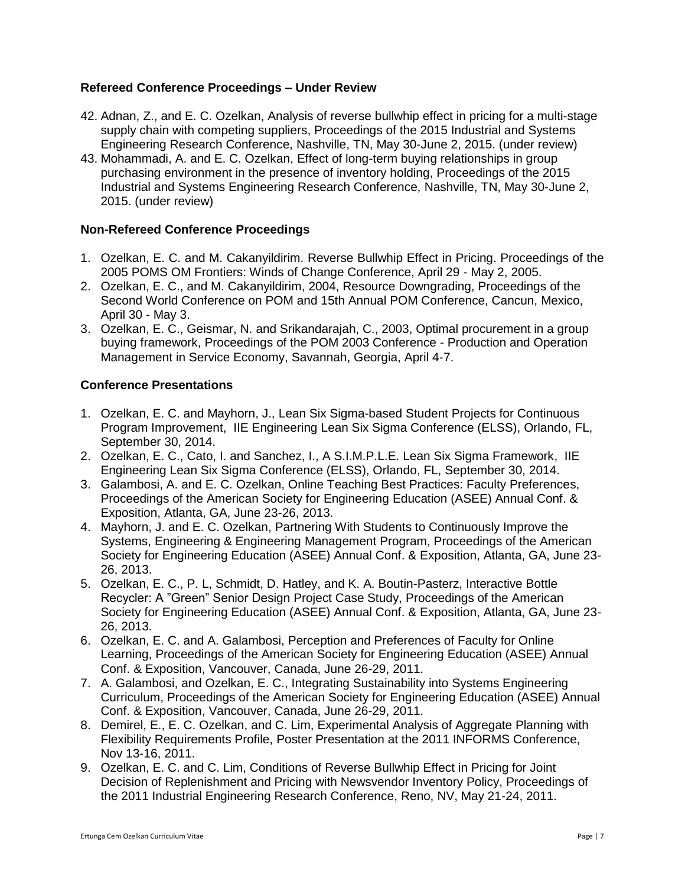### Refereed Conference Proceedings – Under Review

42. Adnan, Z., and E. C. Ozelkan, Analysis of reverse bullwhip effect in pricing for a multi-stage supply chain with competing suppliers, Proceedings of the 2015 Industrial and Systems Engineering Research Conference, Nashville, TN, May 30-June 2, 2015. (under review)
43. Mohammadi, A. and E. C. Ozelkan, Effect of long-term buying relationships in group purchasing environment in the presence of inventory holding, Proceedings of the 2015 Industrial and Systems Engineering Research Conference, Nashville, TN, May 30-June 2, 2015. (under review)

### Non-Refereed Conference Proceedings

1. Ozelkan, E. C. and M. Cakanyildirim. Reverse Bullwhip Effect in Pricing. Proceedings of the 2005 POMS OM Frontiers: Winds of Change Conference, April 29 - May 2, 2005.
2. Ozelkan, E. C., and M. Cakanyildirim, 2004, Resource Downgrading, Proceedings of the Second World Conference on POM and 15th Annual POM Conference, Cancun, Mexico, April 30 - May 3.
3. Ozelkan, E. C., Geismar, N. and Srikandarajah, C., 2003, Optimal procurement in a group buying framework, Proceedings of the POM 2003 Conference - Production and Operation Management in Service Economy, Savannah, Georgia, April 4-7.

### Conference Presentations

1. Ozelkan, E. C. and Mayhorn, J., Lean Six Sigma-based Student Projects for Continuous Program Improvement, IIE Engineering Lean Six Sigma Conference (ELSS), Orlando, FL, September 30, 2014.
2. Ozelkan, E. C., Cato, I. and Sanchez, I., A S.I.M.P.L.E. Lean Six Sigma Framework, IIE Engineering Lean Six Sigma Conference (ELSS), Orlando, FL, September 30, 2014.
3. Galambosi, A. and E. C. Ozelkan, Online Teaching Best Practices: Faculty Preferences, Proceedings of the American Society for Engineering Education (ASEE) Annual Conf. & Exposition, Atlanta, GA, June 23-26, 2013.
4. Mayhorn, J. and E. C. Ozelkan, Partnering With Students to Continuously Improve the Systems, Engineering & Engineering Management Program, Proceedings of the American Society for Engineering Education (ASEE) Annual Conf. & Exposition, Atlanta, GA, June 23-26, 2013.
5. Ozelkan, E. C., P. L, Schmidt, D. Hatley, and K. A. Boutin-Pasterz, Interactive Bottle Recycler: A "Green" Senior Design Project Case Study, Proceedings of the American Society for Engineering Education (ASEE) Annual Conf. & Exposition, Atlanta, GA, June 23-26, 2013.
6. Ozelkan, E. C. and A. Galambosi, Perception and Preferences of Faculty for Online Learning, Proceedings of the American Society for Engineering Education (ASEE) Annual Conf. & Exposition, Vancouver, Canada, June 26-29, 2011.
7. A. Galambosi, and Ozelkan, E. C., Integrating Sustainability into Systems Engineering Curriculum, Proceedings of the American Society for Engineering Education (ASEE) Annual Conf. & Exposition, Vancouver, Canada, June 26-29, 2011.
8. Demirel, E., E. C. Ozelkan, and C. Lim, Experimental Analysis of Aggregate Planning with Flexibility Requirements Profile, Poster Presentation at the 2011 INFORMS Conference, Nov 13-16, 2011.
9. Ozelkan, E. C. and C. Lim, Conditions of Reverse Bullwhip Effect in Pricing for Joint Decision of Replenishment and Pricing with Newsvendor Inventory Policy, Proceedings of the 2011 Industrial Engineering Research Conference, Reno, NV, May 21-24, 2011.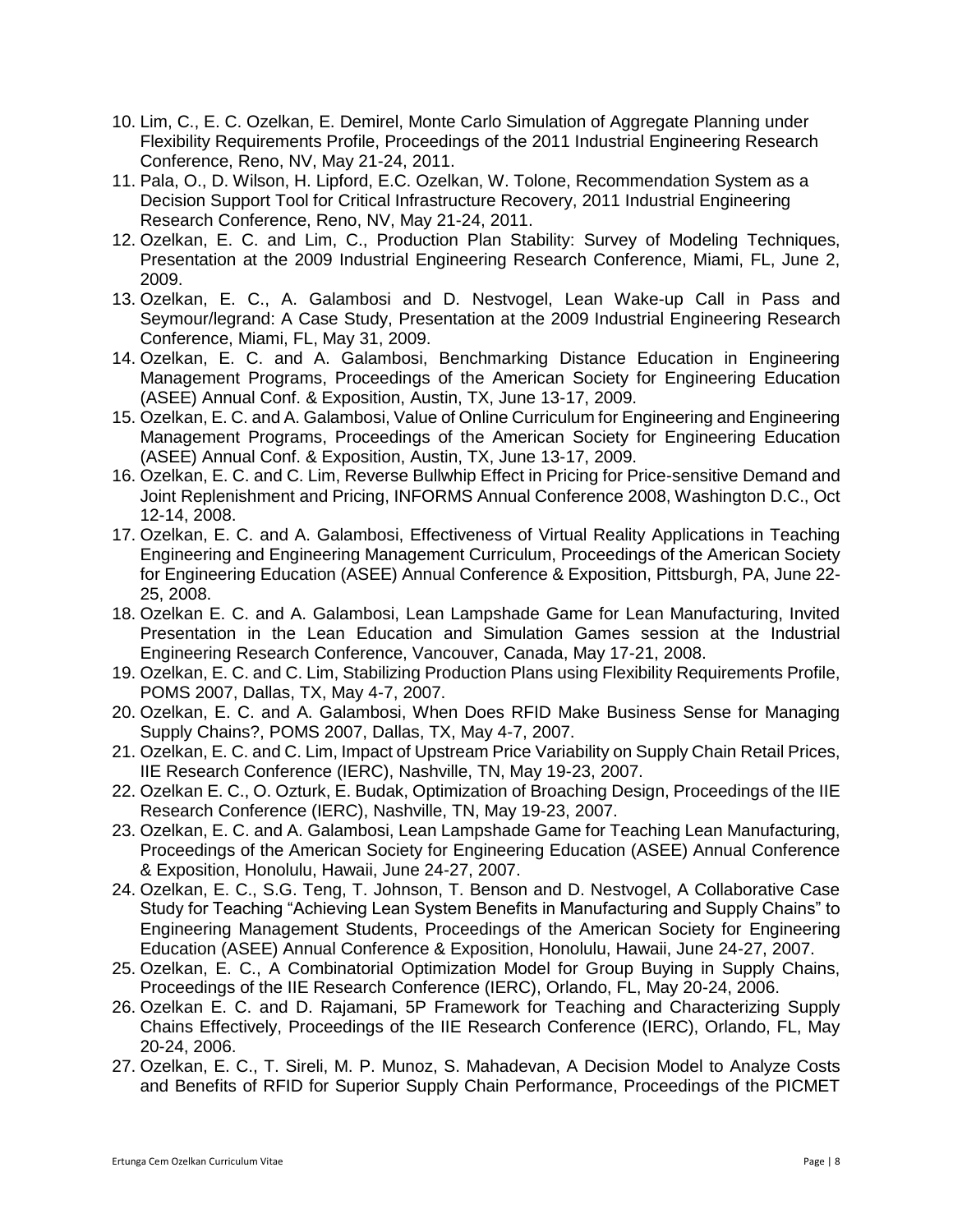10. Lim, C., E. C. Ozelkan, E. Demirel, Monte Carlo Simulation of Aggregate Planning under Flexibility Requirements Profile, Proceedings of the 2011 Industrial Engineering Research Conference, Reno, NV, May 21-24, 2011.
11. Pala, O., D. Wilson, H. Lipford, E.C. Ozelkan, W. Tolone, Recommendation System as a Decision Support Tool for Critical Infrastructure Recovery, 2011 Industrial Engineering Research Conference, Reno, NV, May 21-24, 2011.
12. Ozelkan, E. C. and Lim, C., Production Plan Stability: Survey of Modeling Techniques, Presentation at the 2009 Industrial Engineering Research Conference, Miami, FL, June 2, 2009.
13. Ozelkan, E. C., A. Galambosi and D. Nestvogel, Lean Wake-up Call in Pass and Seymour/legrand: A Case Study, Presentation at the 2009 Industrial Engineering Research Conference, Miami, FL, May 31, 2009.
14. Ozelkan, E. C. and A. Galambosi, Benchmarking Distance Education in Engineering Management Programs, Proceedings of the American Society for Engineering Education (ASEE) Annual Conf. & Exposition, Austin, TX, June 13-17, 2009.
15. Ozelkan, E. C. and A. Galambosi, Value of Online Curriculum for Engineering and Engineering Management Programs, Proceedings of the American Society for Engineering Education (ASEE) Annual Conf. & Exposition, Austin, TX, June 13-17, 2009.
16. Ozelkan, E. C. and C. Lim, Reverse Bullwhip Effect in Pricing for Price-sensitive Demand and Joint Replenishment and Pricing, INFORMS Annual Conference 2008, Washington D.C., Oct 12-14, 2008.
17. Ozelkan, E. C. and A. Galambosi, Effectiveness of Virtual Reality Applications in Teaching Engineering and Engineering Management Curriculum, Proceedings of the American Society for Engineering Education (ASEE) Annual Conference & Exposition, Pittsburgh, PA, June 22-25, 2008.
18. Ozelkan E. C. and A. Galambosi, Lean Lampshade Game for Lean Manufacturing, Invited Presentation in the Lean Education and Simulation Games session at the Industrial Engineering Research Conference, Vancouver, Canada, May 17-21, 2008.
19. Ozelkan, E. C. and C. Lim, Stabilizing Production Plans using Flexibility Requirements Profile, POMS 2007, Dallas, TX, May 4-7, 2007.
20. Ozelkan, E. C. and A. Galambosi, When Does RFID Make Business Sense for Managing Supply Chains?, POMS 2007, Dallas, TX, May 4-7, 2007.
21. Ozelkan, E. C. and C. Lim, Impact of Upstream Price Variability on Supply Chain Retail Prices, IIE Research Conference (IERC), Nashville, TN, May 19-23, 2007.
22. Ozelkan E. C., O. Ozturk, E. Budak, Optimization of Broaching Design, Proceedings of the IIE Research Conference (IERC), Nashville, TN, May 19-23, 2007.
23. Ozelkan, E. C. and A. Galambosi, Lean Lampshade Game for Teaching Lean Manufacturing, Proceedings of the American Society for Engineering Education (ASEE) Annual Conference & Exposition, Honolulu, Hawaii, June 24-27, 2007.
24. Ozelkan, E. C., S.G. Teng, T. Johnson, T. Benson and D. Nestvogel, A Collaborative Case Study for Teaching “Achieving Lean System Benefits in Manufacturing and Supply Chains” to Engineering Management Students, Proceedings of the American Society for Engineering Education (ASEE) Annual Conference & Exposition, Honolulu, Hawaii, June 24-27, 2007.
25. Ozelkan, E. C., A Combinatorial Optimization Model for Group Buying in Supply Chains, Proceedings of the IIE Research Conference (IERC), Orlando, FL, May 20-24, 2006.
26. Ozelkan E. C. and D. Rajamani, 5P Framework for Teaching and Characterizing Supply Chains Effectively, Proceedings of the IIE Research Conference (IERC), Orlando, FL, May 20-24, 2006.
27. Ozelkan, E. C., T. Sireli, M. P. Munoz, S. Mahadevan, A Decision Model to Analyze Costs and Benefits of RFID for Superior Supply Chain Performance, Proceedings of the PICMET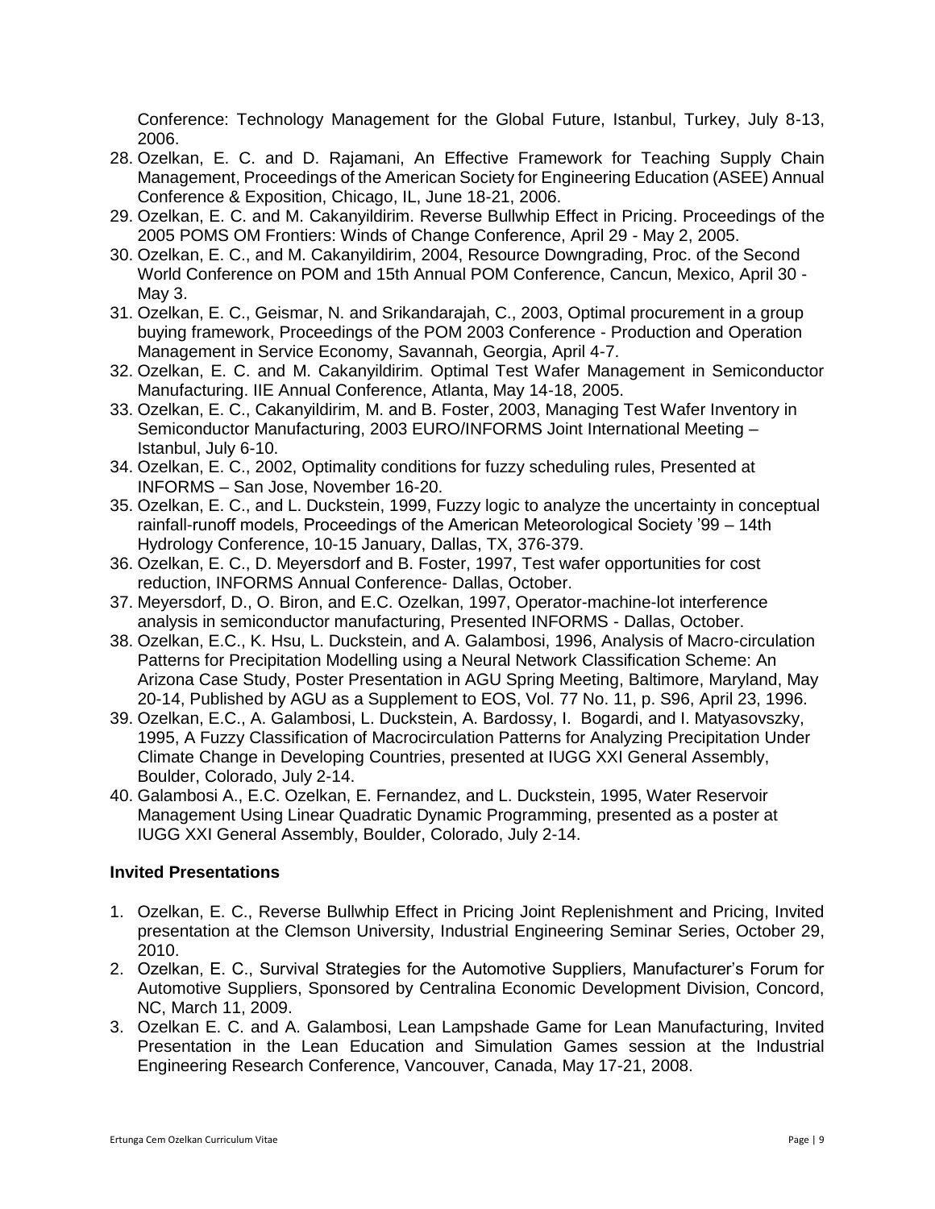Conference: Technology Management for the Global Future, Istanbul, Turkey, July 8-13, 2006.

28. Ozelkan, E. C. and D. Rajamani, An Effective Framework for Teaching Supply Chain Management, Proceedings of the American Society for Engineering Education (ASEE) Annual Conference & Exposition, Chicago, IL, June 18-21, 2006.
29. Ozelkan, E. C. and M. Cakanyildirim. Reverse Bullwhip Effect in Pricing. Proceedings of the 2005 POMS OM Frontiers: Winds of Change Conference, April 29 - May 2, 2005.
30. Ozelkan, E. C., and M. Cakanyildirim, 2004, Resource Downgrading, Proc. of the Second World Conference on POM and 15th Annual POM Conference, Cancun, Mexico, April 30 - May 3.
31. Ozelkan, E. C., Geismar, N. and Srikandarajah, C., 2003, Optimal procurement in a group buying framework, Proceedings of the POM 2003 Conference - Production and Operation Management in Service Economy, Savannah, Georgia, April 4-7.
32. Ozelkan, E. C. and M. Cakanyildirim. Optimal Test Wafer Management in Semiconductor Manufacturing. IIE Annual Conference, Atlanta, May 14-18, 2005.
33. Ozelkan, E. C., Cakanyildirim, M. and B. Foster, 2003, Managing Test Wafer Inventory in Semiconductor Manufacturing, 2003 EURO/INFORMS Joint International Meeting – Istanbul, July 6-10.
34. Ozelkan, E. C., 2002, Optimality conditions for fuzzy scheduling rules, Presented at INFORMS – San Jose, November 16-20.
35. Ozelkan, E. C., and L. Duckstein, 1999, Fuzzy logic to analyze the uncertainty in conceptual rainfall-runoff models, Proceedings of the American Meteorological Society '99 – 14th Hydrology Conference, 10-15 January, Dallas, TX, 376-379.
36. Ozelkan, E. C., D. Meyersdorf and B. Foster, 1997, Test wafer opportunities for cost reduction, INFORMS Annual Conference- Dallas, October.
37. Meyersdorf, D., O. Biron, and E.C. Ozelkan, 1997, Operator-machine-lot interference analysis in semiconductor manufacturing, Presented INFORMS - Dallas, October.
38. Ozelkan, E.C., K. Hsu, L. Duckstein, and A. Galambosi, 1996, Analysis of Macro-circulation Patterns for Precipitation Modelling using a Neural Network Classification Scheme: An Arizona Case Study, Poster Presentation in AGU Spring Meeting, Baltimore, Maryland, May 20-14, Published by AGU as a Supplement to EOS, Vol. 77 No. 11, p. S96, April 23, 1996.
39. Ozelkan, E.C., A. Galambosi, L. Duckstein, A. Bardossy, I. Bogardi, and I. Matyasovszky, 1995, A Fuzzy Classification of Macrocirculation Patterns for Analyzing Precipitation Under Climate Change in Developing Countries, presented at IUGG XXI General Assembly, Boulder, Colorado, July 2-14.
40. Galambosi A., E.C. Ozelkan, E. Fernandez, and L. Duckstein, 1995, Water Reservoir Management Using Linear Quadratic Dynamic Programming, presented as a poster at IUGG XXI General Assembly, Boulder, Colorado, July 2-14.

### Invited Presentations

1. Ozelkan, E. C., Reverse Bullwhip Effect in Pricing Joint Replenishment and Pricing, Invited presentation at the Clemson University, Industrial Engineering Seminar Series, October 29, 2010.
2. Ozelkan, E. C., Survival Strategies for the Automotive Suppliers, Manufacturer's Forum for Automotive Suppliers, Sponsored by Centralina Economic Development Division, Concord, NC, March 11, 2009.
3. Ozelkan E. C. and A. Galambosi, Lean Lampshade Game for Lean Manufacturing, Invited Presentation in the Lean Education and Simulation Games session at the Industrial Engineering Research Conference, Vancouver, Canada, May 17-21, 2008.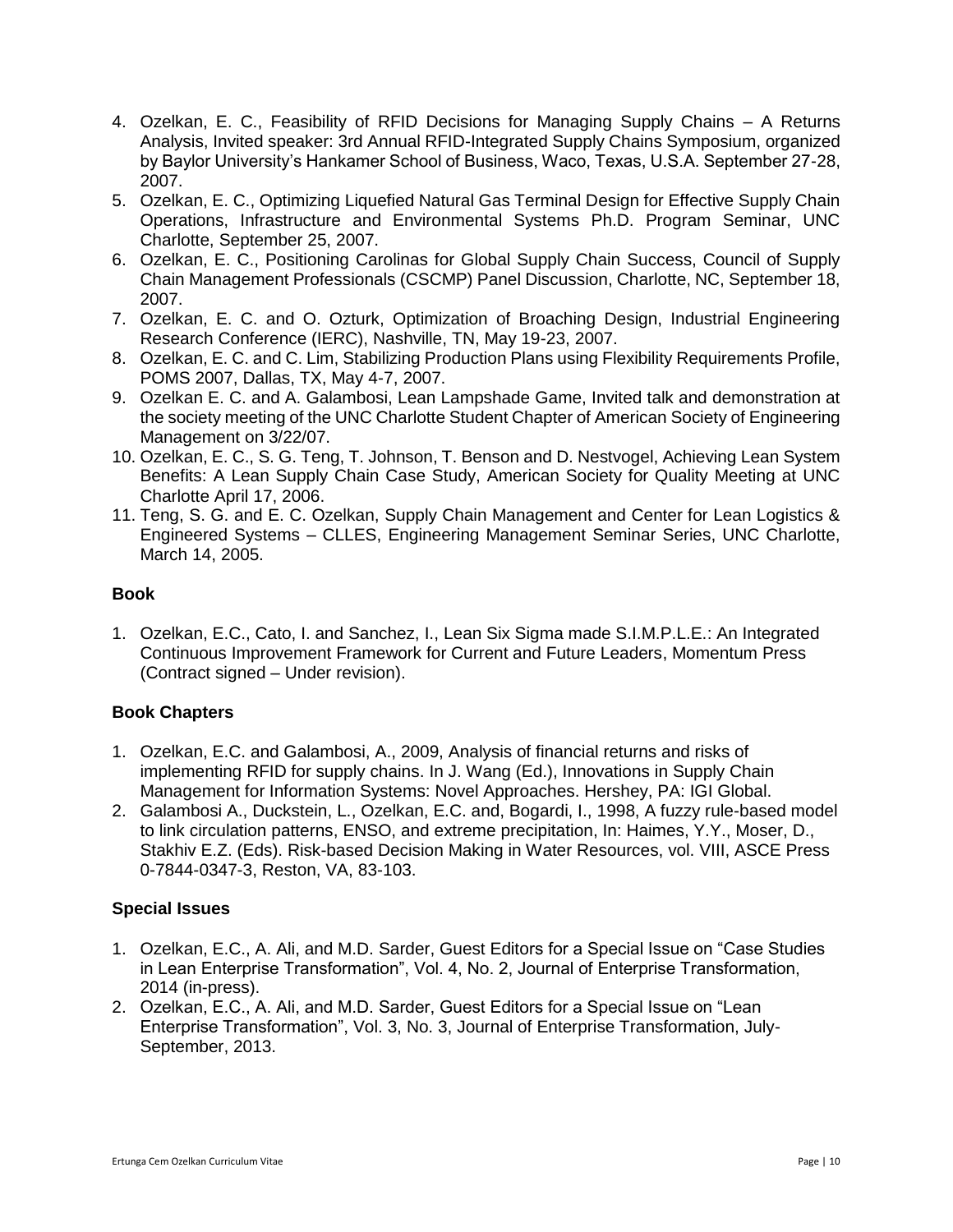4. Ozelkan, E. C., Feasibility of RFID Decisions for Managing Supply Chains – A Returns Analysis, Invited speaker: 3rd Annual RFID-Integrated Supply Chains Symposium, organized by Baylor University's Hankamer School of Business, Waco, Texas, U.S.A. September 27-28, 2007.
5. Ozelkan, E. C., Optimizing Liquefied Natural Gas Terminal Design for Effective Supply Chain Operations, Infrastructure and Environmental Systems Ph.D. Program Seminar, UNC Charlotte, September 25, 2007.
6. Ozelkan, E. C., Positioning Carolinas for Global Supply Chain Success, Council of Supply Chain Management Professionals (CSCMP) Panel Discussion, Charlotte, NC, September 18, 2007.
7. Ozelkan, E. C. and O. Ozturk, Optimization of Broaching Design, Industrial Engineering Research Conference (IERC), Nashville, TN, May 19-23, 2007.
8. Ozelkan, E. C. and C. Lim, Stabilizing Production Plans using Flexibility Requirements Profile, POMS 2007, Dallas, TX, May 4-7, 2007.
9. Ozelkan E. C. and A. Galambosi, Lean Lampshade Game, Invited talk and demonstration at the society meeting of the UNC Charlotte Student Chapter of American Society of Engineering Management on 3/22/07.
10. Ozelkan, E. C., S. G. Teng, T. Johnson, T. Benson and D. Nestvogel, Achieving Lean System Benefits: A Lean Supply Chain Case Study, American Society for Quality Meeting at UNC Charlotte April 17, 2006.
11. Teng, S. G. and E. C. Ozelkan, Supply Chain Management and Center for Lean Logistics & Engineered Systems – CLLES, Engineering Management Seminar Series, UNC Charlotte, March 14, 2005.

**Book**

1. Ozelkan, E.C., Cato, I. and Sanchez, I., Lean Six Sigma made S.I.M.P.L.E.: An Integrated Continuous Improvement Framework for Current and Future Leaders, Momentum Press (Contract signed – Under revision).

**Book Chapters**

1. Ozelkan, E.C. and Galambosi, A., 2009, Analysis of financial returns and risks of implementing RFID for supply chains. In J. Wang (Ed.), Innovations in Supply Chain Management for Information Systems: Novel Approaches. Hershey, PA: IGI Global.
2. Galambosi A., Duckstein, L., Ozelkan, E.C. and, Bogardi, I., 1998, A fuzzy rule-based model to link circulation patterns, ENSO, and extreme precipitation, In: Haimes, Y.Y., Moser, D., Stakhiv E.Z. (Eds). Risk-based Decision Making in Water Resources, vol. VIII, ASCE Press 0-7844-0347-3, Reston, VA, 83-103.

**Special Issues**

1. Ozelkan, E.C., A. Ali, and M.D. Sarder, Guest Editors for a Special Issue on "Case Studies in Lean Enterprise Transformation", Vol. 4, No. 2, Journal of Enterprise Transformation, 2014 (in-press).
2. Ozelkan, E.C., A. Ali, and M.D. Sarder, Guest Editors for a Special Issue on "Lean Enterprise Transformation", Vol. 3, No. 3, Journal of Enterprise Transformation, July-September, 2013.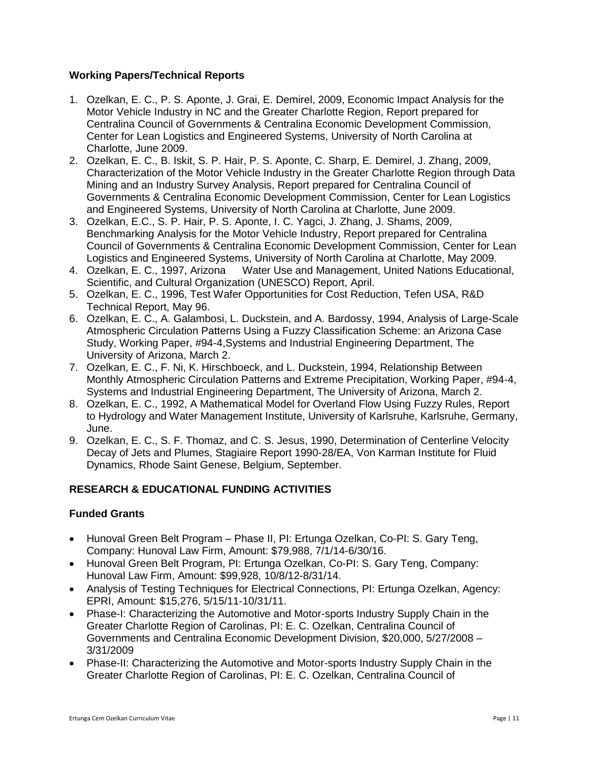### Working Papers/Technical Reports

1. Ozelkan, E. C., P. S. Aponte, J. Grai, E. Demirel, 2009, Economic Impact Analysis for the Motor Vehicle Industry in NC and the Greater Charlotte Region, Report prepared for Centralina Council of Governments & Centralina Economic Development Commission, Center for Lean Logistics and Engineered Systems, University of North Carolina at Charlotte, June 2009.
2. Ozelkan, E. C., B. Iskit, S. P. Hair, P. S. Aponte, C. Sharp, E. Demirel, J. Zhang, 2009, Characterization of the Motor Vehicle Industry in the Greater Charlotte Region through Data Mining and an Industry Survey Analysis, Report prepared for Centralina Council of Governments & Centralina Economic Development Commission, Center for Lean Logistics and Engineered Systems, University of North Carolina at Charlotte, June 2009.
3. Ozelkan, E.C., S. P. Hair, P. S. Aponte, I. C. Yagci, J. Zhang, J. Shams, 2009, Benchmarking Analysis for the Motor Vehicle Industry, Report prepared for Centralina Council of Governments & Centralina Economic Development Commission, Center for Lean Logistics and Engineered Systems, University of North Carolina at Charlotte, May 2009.
4. Ozelkan, E. C., 1997, Arizona Water Use and Management, United Nations Educational, Scientific, and Cultural Organization (UNESCO) Report, April.
5. Ozelkan, E. C., 1996, Test Wafer Opportunities for Cost Reduction, Tefen USA, R&D Technical Report, May 96.
6. Ozelkan, E. C., A. Galambosi, L. Duckstein, and A. Bardossy, 1994, Analysis of Large-Scale Atmospheric Circulation Patterns Using a Fuzzy Classification Scheme: an Arizona Case Study, Working Paper, #94-4,Systems and Industrial Engineering Department, The University of Arizona, March 2.
7. Ozelkan, E. C., F. Ni, K. Hirschboeck, and L. Duckstein, 1994, Relationship Between Monthly Atmospheric Circulation Patterns and Extreme Precipitation, Working Paper, #94-4, Systems and Industrial Engineering Department, The University of Arizona, March 2.
8. Ozelkan, E. C., 1992, A Mathematical Model for Overland Flow Using Fuzzy Rules, Report to Hydrology and Water Management Institute, University of Karlsruhe, Karlsruhe, Germany, June.
9. Ozelkan, E. C., S. F. Thomaz, and C. S. Jesus, 1990, Determination of Centerline Velocity Decay of Jets and Plumes, Stagiaire Report 1990-28/EA, Von Karman Institute for Fluid Dynamics, Rhode Saint Genese, Belgium, September.

## RESEARCH & EDUCATIONAL FUNDING ACTIVITIES

### Funded Grants

- Hunoval Green Belt Program – Phase II, PI: Ertunga Ozelkan, Co-PI: S. Gary Teng, Company: Hunoval Law Firm, Amount: $79,988, 7/1/14-6/30/16.
- Hunoval Green Belt Program, PI: Ertunga Ozelkan, Co-PI: S. Gary Teng, Company: Hunoval Law Firm, Amount: $99,928, 10/8/12-8/31/14.
- Analysis of Testing Techniques for Electrical Connections, PI: Ertunga Ozelkan, Agency: EPRI, Amount: $15,276, 5/15/11-10/31/11.
- Phase-I: Characterizing the Automotive and Motor-sports Industry Supply Chain in the Greater Charlotte Region of Carolinas, PI: E. C. Ozelkan, Centralina Council of Governments and Centralina Economic Development Division, $20,000, 5/27/2008 – 3/31/2009
- Phase-II: Characterizing the Automotive and Motor-sports Industry Supply Chain in the Greater Charlotte Region of Carolinas, PI: E. C. Ozelkan, Centralina Council of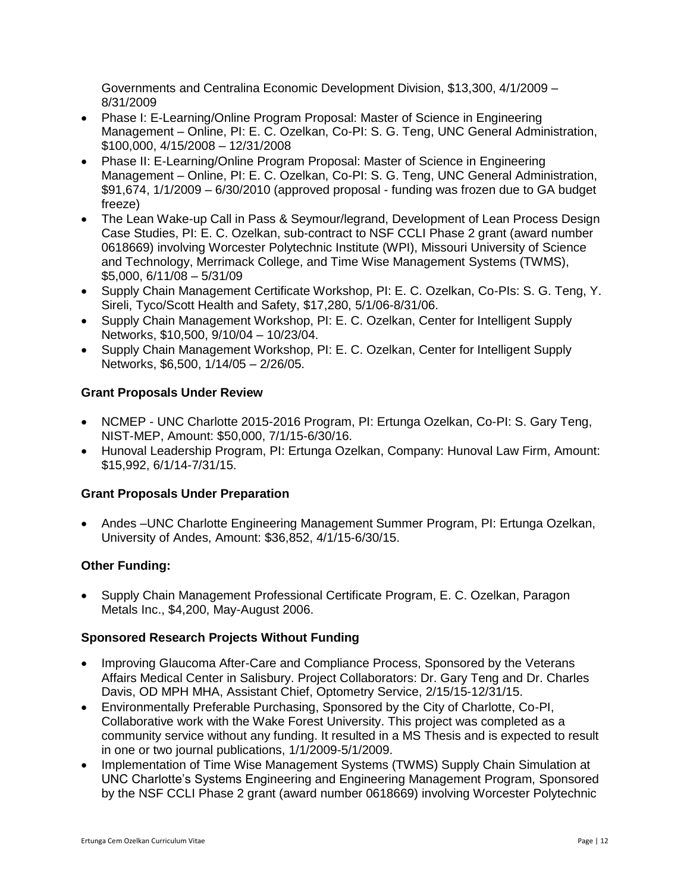Governments and Centralina Economic Development Division, $13,300, 4/1/2009 – 8/31/2009

- Phase I: E-Learning/Online Program Proposal: Master of Science in Engineering Management – Online, PI: E. C. Ozelkan, Co-PI: S. G. Teng, UNC General Administration, $100,000, 4/15/2008 – 12/31/2008
- Phase II: E-Learning/Online Program Proposal: Master of Science in Engineering Management – Online, PI: E. C. Ozelkan, Co-PI: S. G. Teng, UNC General Administration, $91,674, 1/1/2009 – 6/30/2010 (approved proposal - funding was frozen due to GA budget freeze)
- The Lean Wake-up Call in Pass & Seymour/legrand, Development of Lean Process Design Case Studies, PI: E. C. Ozelkan, sub-contract to NSF CCLI Phase 2 grant (award number 0618669) involving Worcester Polytechnic Institute (WPI), Missouri University of Science and Technology, Merrimack College, and Time Wise Management Systems (TWMS), $5,000, 6/11/08 – 5/31/09
- Supply Chain Management Certificate Workshop, PI: E. C. Ozelkan, Co-PIs: S. G. Teng, Y. Sireli, Tyco/Scott Health and Safety, $17,280, 5/1/06-8/31/06.
- Supply Chain Management Workshop, PI: E. C. Ozelkan, Center for Intelligent Supply Networks, $10,500, 9/10/04 – 10/23/04.
- Supply Chain Management Workshop, PI: E. C. Ozelkan, Center for Intelligent Supply Networks, $6,500, 1/14/05 – 2/26/05.

### Grant Proposals Under Review

- NCMEP - UNC Charlotte 2015-2016 Program, PI: Ertunga Ozelkan, Co-PI: S. Gary Teng, NIST-MEP, Amount: $50,000, 7/1/15-6/30/16.
- Hunoval Leadership Program, PI: Ertunga Ozelkan, Company: Hunoval Law Firm, Amount: $15,992, 6/1/14-7/31/15.

### Grant Proposals Under Preparation

- Andes –UNC Charlotte Engineering Management Summer Program, PI: Ertunga Ozelkan, University of Andes, Amount: $36,852, 4/1/15-6/30/15.

### Other Funding:

- Supply Chain Management Professional Certificate Program, E. C. Ozelkan, Paragon Metals Inc., $4,200, May-August 2006.

### Sponsored Research Projects Without Funding

- Improving Glaucoma After-Care and Compliance Process, Sponsored by the Veterans Affairs Medical Center in Salisbury. Project Collaborators: Dr. Gary Teng and Dr. Charles Davis, OD MPH MHA, Assistant Chief, Optometry Service, 2/15/15-12/31/15.
- Environmentally Preferable Purchasing, Sponsored by the City of Charlotte, Co-PI, Collaborative work with the Wake Forest University. This project was completed as a community service without any funding. It resulted in a MS Thesis and is expected to result in one or two journal publications, 1/1/2009-5/1/2009.
- Implementation of Time Wise Management Systems (TWMS) Supply Chain Simulation at UNC Charlotte's Systems Engineering and Engineering Management Program, Sponsored by the NSF CCLI Phase 2 grant (award number 0618669) involving Worcester Polytechnic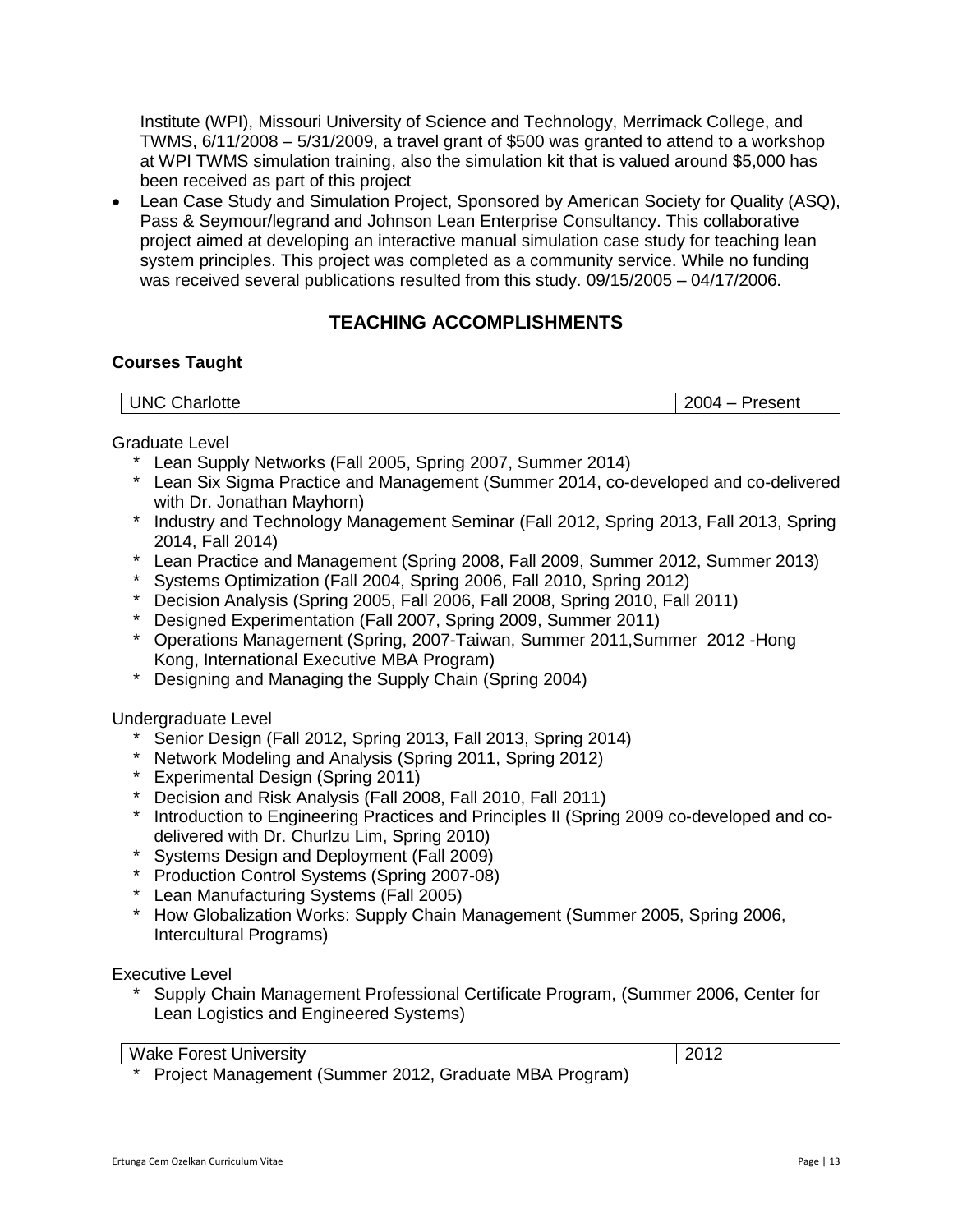Institute (WPI), Missouri University of Science and Technology, Merrimack College, and TWMS, 6/11/2008 – 5/31/2009, a travel grant of $500 was granted to attend to a workshop at WPI TWMS simulation training, also the simulation kit that is valued around $5,000 has been received as part of this project

- Lean Case Study and Simulation Project, Sponsored by American Society for Quality (ASQ), Pass & Seymour/legrand and Johnson Lean Enterprise Consultancy. This collaborative project aimed at developing an interactive manual simulation case study for teaching lean system principles. This project was completed as a community service. While no funding was received several publications resulted from this study. 09/15/2005 – 04/17/2006.

## TEACHING ACCOMPLISHMENTS

### Courses Taught

| UNC Charlotte | 2004 – Present |
|---|---|

Graduate Level

* Lean Supply Networks (Fall 2005, Spring 2007, Summer 2014)
* Lean Six Sigma Practice and Management (Summer 2014, co-developed and co-delivered with Dr. Jonathan Mayhorn)
* Industry and Technology Management Seminar (Fall 2012, Spring 2013, Fall 2013, Spring 2014, Fall 2014)
* Lean Practice and Management (Spring 2008, Fall 2009, Summer 2012, Summer 2013)
* Systems Optimization (Fall 2004, Spring 2006, Fall 2010, Spring 2012)
* Decision Analysis (Spring 2005, Fall 2006, Fall 2008, Spring 2010, Fall 2011)
* Designed Experimentation (Fall 2007, Spring 2009, Summer 2011)
* Operations Management (Spring, 2007-Taiwan, Summer 2011,Summer 2012 -Hong Kong, International Executive MBA Program)
* Designing and Managing the Supply Chain (Spring 2004)

Undergraduate Level

* Senior Design (Fall 2012, Spring 2013, Fall 2013, Spring 2014)
* Network Modeling and Analysis (Spring 2011, Spring 2012)
* Experimental Design (Spring 2011)
* Decision and Risk Analysis (Fall 2008, Fall 2010, Fall 2011)
* Introduction to Engineering Practices and Principles II (Spring 2009 co-developed and co-delivered with Dr. Churlzu Lim, Spring 2010)
* Systems Design and Deployment (Fall 2009)
* Production Control Systems (Spring 2007-08)
* Lean Manufacturing Systems (Fall 2005)
* How Globalization Works: Supply Chain Management (Summer 2005, Spring 2006, Intercultural Programs)

Executive Level

* Supply Chain Management Professional Certificate Program, (Summer 2006, Center for Lean Logistics and Engineered Systems)

| Wake Forest University | 2012 |
|---|---|

* Project Management (Summer 2012, Graduate MBA Program)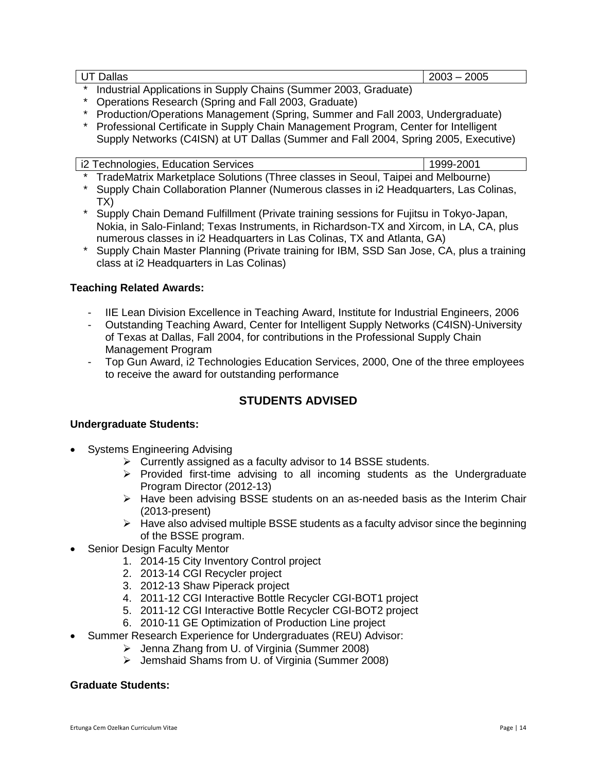| UT Dallas | 2003 – 2005 |
|---|---|

* Industrial Applications in Supply Chains (Summer 2003, Graduate)
* Operations Research (Spring and Fall 2003, Graduate)
* Production/Operations Management (Spring, Summer and Fall 2003, Undergraduate)
* Professional Certificate in Supply Chain Management Program, Center for Intelligent Supply Networks (C4ISN) at UT Dallas (Summer and Fall 2004, Spring 2005, Executive)

| i2 Technologies, Education Services | 1999-2001 |
|---|---|

* TradeMatrix Marketplace Solutions (Three classes in Seoul, Taipei and Melbourne)
* Supply Chain Collaboration Planner (Numerous classes in i2 Headquarters, Las Colinas, TX)
* Supply Chain Demand Fulfillment (Private training sessions for Fujitsu in Tokyo-Japan, Nokia, in Salo-Finland; Texas Instruments, in Richardson-TX and Xircom, in LA, CA, plus numerous classes in i2 Headquarters in Las Colinas, TX and Atlanta, GA)
* Supply Chain Master Planning (Private training for IBM, SSD San Jose, CA, plus a training class at i2 Headquarters in Las Colinas)

**Teaching Related Awards:**

- IIE Lean Division Excellence in Teaching Award, Institute for Industrial Engineers, 2006
- Outstanding Teaching Award, Center for Intelligent Supply Networks (C4ISN)-University of Texas at Dallas, Fall 2004, for contributions in the Professional Supply Chain Management Program
- Top Gun Award, i2 Technologies Education Services, 2000, One of the three employees to receive the award for outstanding performance

## STUDENTS ADVISED

**Undergraduate Students:**

- Systems Engineering Advising
  - Currently assigned as a faculty advisor to 14 BSSE students.
  - Provided first-time advising to all incoming students as the Undergraduate Program Director (2012-13)
  - Have been advising BSSE students on an as-needed basis as the Interim Chair (2013-present)
  - Have also advised multiple BSSE students as a faculty advisor since the beginning of the BSSE program.
- Senior Design Faculty Mentor
  1. 2014-15 City Inventory Control project
  2. 2013-14 CGI Recycler project
  3. 2012-13 Shaw Piperack project
  4. 2011-12 CGI Interactive Bottle Recycler CGI-BOT1 project
  5. 2011-12 CGI Interactive Bottle Recycler CGI-BOT2 project
  6. 2010-11 GE Optimization of Production Line project
- Summer Research Experience for Undergraduates (REU) Advisor:
  - Jenna Zhang from U. of Virginia (Summer 2008)
  - Jemshaid Shams from U. of Virginia (Summer 2008)

**Graduate Students:**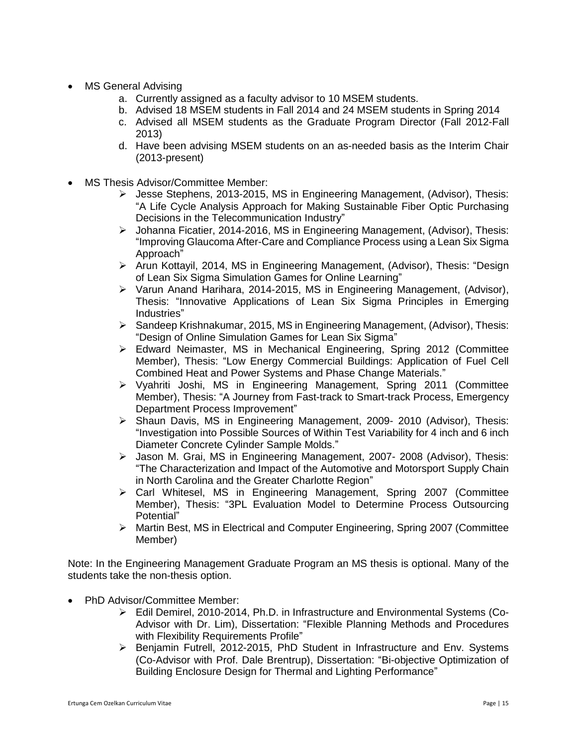- MS General Advising
    a. Currently assigned as a faculty advisor to 10 MSEM students.
    b. Advised 18 MSEM students in Fall 2014 and 24 MSEM students in Spring 2014
    c. Advised all MSEM students as the Graduate Program Director (Fall 2012-Fall 2013)
    d. Have been advising MSEM students on an as-needed basis as the Interim Chair (2013-present)

- MS Thesis Advisor/Committee Member:
    - Jesse Stephens, 2013-2015, MS in Engineering Management, (Advisor), Thesis: "A Life Cycle Analysis Approach for Making Sustainable Fiber Optic Purchasing Decisions in the Telecommunication Industry"
    - Johanna Ficatier, 2014-2016, MS in Engineering Management, (Advisor), Thesis: "Improving Glaucoma After-Care and Compliance Process using a Lean Six Sigma Approach"
    - Arun Kottayil, 2014, MS in Engineering Management, (Advisor), Thesis: "Design of Lean Six Sigma Simulation Games for Online Learning"
    - Varun Anand Harihara, 2014-2015, MS in Engineering Management, (Advisor), Thesis: "Innovative Applications of Lean Six Sigma Principles in Emerging Industries"
    - Sandeep Krishnakumar, 2015, MS in Engineering Management, (Advisor), Thesis: "Design of Online Simulation Games for Lean Six Sigma"
    - Edward Neimaster, MS in Mechanical Engineering, Spring 2012 (Committee Member), Thesis: "Low Energy Commercial Buildings: Application of Fuel Cell Combined Heat and Power Systems and Phase Change Materials."
    - Vyahriti Joshi, MS in Engineering Management, Spring 2011 (Committee Member), Thesis: "A Journey from Fast-track to Smart-track Process, Emergency Department Process Improvement"
    - Shaun Davis, MS in Engineering Management, 2009- 2010 (Advisor), Thesis: "Investigation into Possible Sources of Within Test Variability for 4 inch and 6 inch Diameter Concrete Cylinder Sample Molds."
    - Jason M. Grai, MS in Engineering Management, 2007- 2008 (Advisor), Thesis: "The Characterization and Impact of the Automotive and Motorsport Supply Chain in North Carolina and the Greater Charlotte Region"
    - Carl Whitesel, MS in Engineering Management, Spring 2007 (Committee Member), Thesis: "3PL Evaluation Model to Determine Process Outsourcing Potential"
    - Martin Best, MS in Electrical and Computer Engineering, Spring 2007 (Committee Member)

Note: In the Engineering Management Graduate Program an MS thesis is optional. Many of the students take the non-thesis option.

- PhD Advisor/Committee Member:
    - Edil Demirel, 2010-2014, Ph.D. in Infrastructure and Environmental Systems (Co-Advisor with Dr. Lim), Dissertation: "Flexible Planning Methods and Procedures with Flexibility Requirements Profile"
    - Benjamin Futrell, 2012-2015, PhD Student in Infrastructure and Env. Systems (Co-Advisor with Prof. Dale Brentrup), Dissertation: "Bi-objective Optimization of Building Enclosure Design for Thermal and Lighting Performance"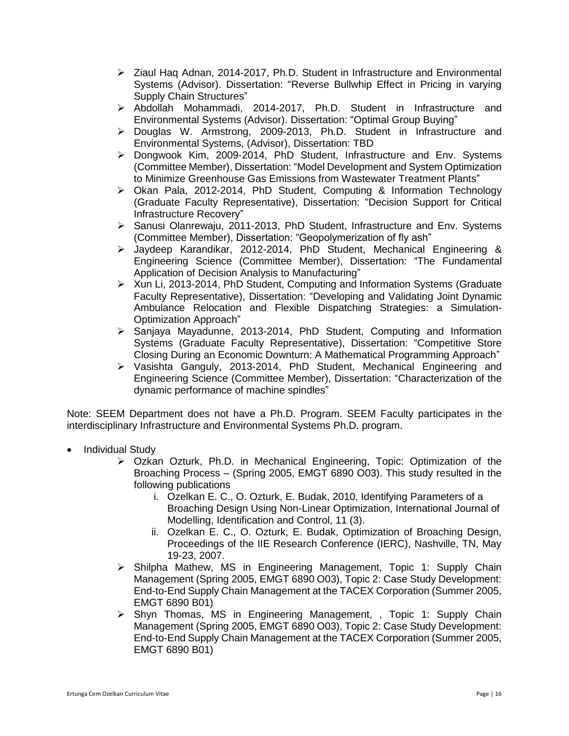- Ziaul Haq Adnan, 2014-2017, Ph.D. Student in Infrastructure and Environmental Systems (Advisor). Dissertation: “Reverse Bullwhip Effect in Pricing in varying Supply Chain Structures”
- Abdollah Mohammadi, 2014-2017, Ph.D. Student in Infrastructure and Environmental Systems (Advisor). Dissertation: “Optimal Group Buying”
- Douglas W. Armstrong, 2009-2013, Ph.D. Student in Infrastructure and Environmental Systems, (Advisor), Dissertation: TBD
- Dongwook Kim, 2009-2014, PhD Student, Infrastructure and Env. Systems (Committee Member), Dissertation: “Model Development and System Optimization to Minimize Greenhouse Gas Emissions from Wastewater Treatment Plants”
- Okan Pala, 2012-2014, PhD Student, Computing & Information Technology (Graduate Faculty Representative), Dissertation: “Decision Support for Critical Infrastructure Recovery”
- Sanusi Olanrewaju, 2011-2013, PhD Student, Infrastructure and Env. Systems (Committee Member), Dissertation: “Geopolymerization of fly ash”
- Jaydeep Karandikar, 2012-2014, PhD Student, Mechanical Engineering & Engineering Science (Committee Member), Dissertation: “The Fundamental Application of Decision Analysis to Manufacturing”
- Xun Li, 2013-2014, PhD Student, Computing and Information Systems (Graduate Faculty Representative), Dissertation: “Developing and Validating Joint Dynamic Ambulance Relocation and Flexible Dispatching Strategies: a Simulation-Optimization Approach”
- Sanjaya Mayadunne, 2013-2014, PhD Student, Computing and Information Systems (Graduate Faculty Representative), Dissertation: “Competitive Store Closing During an Economic Downturn: A Mathematical Programming Approach”
- Vasishta Ganguly, 2013-2014, PhD Student, Mechanical Engineering and Engineering Science (Committee Member), Dissertation: “Characterization of the dynamic performance of machine spindles”

Note: SEEM Department does not have a Ph.D. Program. SEEM Faculty participates in the interdisciplinary Infrastructure and Environmental Systems Ph.D. program.

- Individual Study
  - Ozkan Ozturk, Ph.D. in Mechanical Engineering, Topic: Optimization of the Broaching Process – (Spring 2005, EMGT 6890 O03). This study resulted in the following publications
    1. Ozelkan E. C., O. Ozturk, E. Budak, 2010, Identifying Parameters of a Broaching Design Using Non-Linear Optimization, International Journal of Modelling, Identification and Control, 11 (3).
    2. Ozelkan E. C., O. Ozturk, E. Budak, Optimization of Broaching Design, Proceedings of the IIE Research Conference (IERC), Nashville, TN, May 19-23, 2007.
  - Shilpha Mathew, MS in Engineering Management, Topic 1: Supply Chain Management (Spring 2005, EMGT 6890 O03), Topic 2: Case Study Development: End-to-End Supply Chain Management at the TACEX Corporation (Summer 2005, EMGT 6890 B01)
  - Shyn Thomas, MS in Engineering Management, , Topic 1: Supply Chain Management (Spring 2005, EMGT 6890 O03), Topic 2: Case Study Development: End-to-End Supply Chain Management at the TACEX Corporation (Summer 2005, EMGT 6890 B01)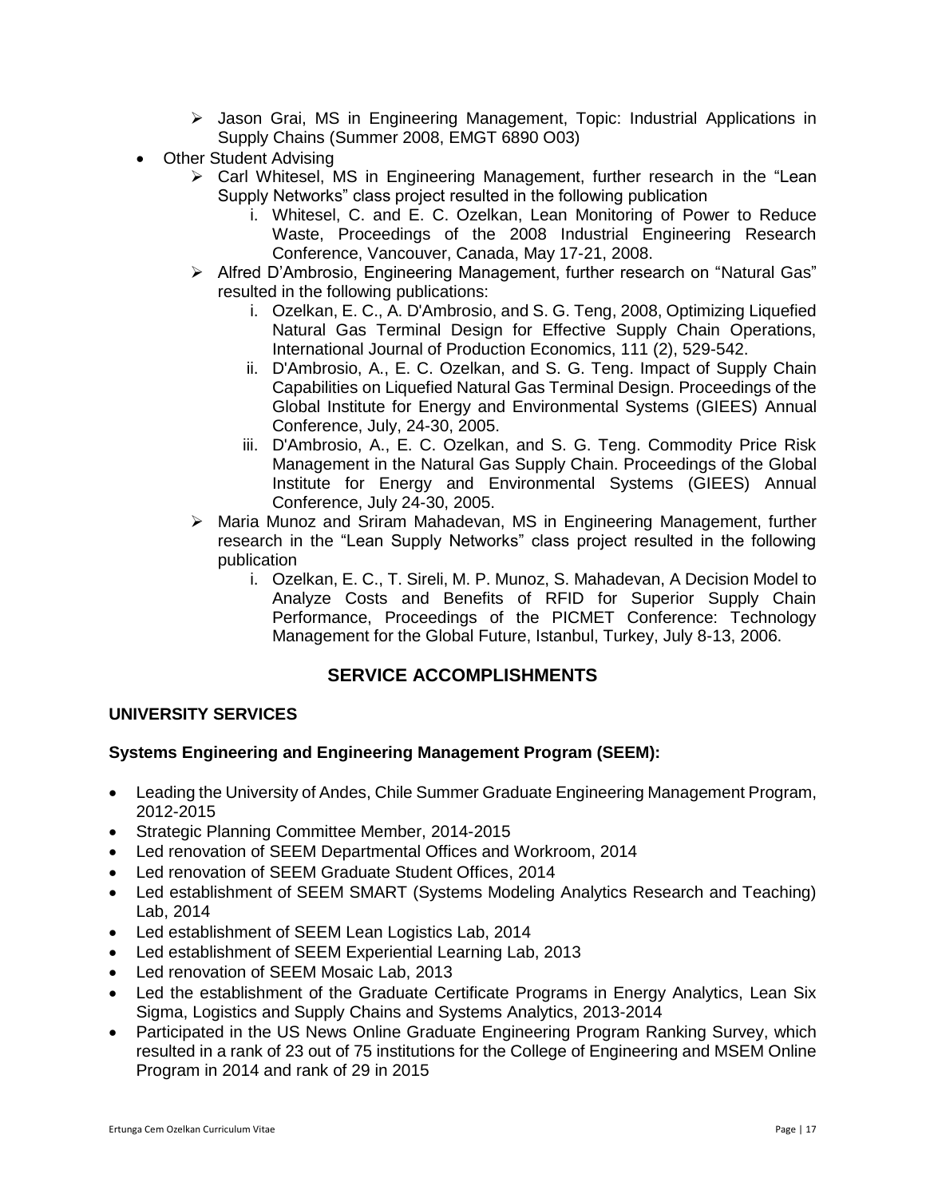- Jason Grai, MS in Engineering Management, Topic: Industrial Applications in Supply Chains (Summer 2008, EMGT 6890 O03)
- Other Student Advising
    - Carl Whitesel, MS in Engineering Management, further research in the "Lean Supply Networks" class project resulted in the following publication
        i. Whitesel, C. and E. C. Ozelkan, Lean Monitoring of Power to Reduce Waste, Proceedings of the 2008 Industrial Engineering Research Conference, Vancouver, Canada, May 17-21, 2008.
    - Alfred D'Ambrosio, Engineering Management, further research on "Natural Gas" resulted in the following publications:
        i. Ozelkan, E. C., A. D'Ambrosio, and S. G. Teng, 2008, Optimizing Liquefied Natural Gas Terminal Design for Effective Supply Chain Operations, International Journal of Production Economics, 111 (2), 529-542.
        ii. D'Ambrosio, A., E. C. Ozelkan, and S. G. Teng. Impact of Supply Chain Capabilities on Liquefied Natural Gas Terminal Design. Proceedings of the Global Institute for Energy and Environmental Systems (GIEES) Annual Conference, July, 24-30, 2005.
        iii. D'Ambrosio, A., E. C. Ozelkan, and S. G. Teng. Commodity Price Risk Management in the Natural Gas Supply Chain. Proceedings of the Global Institute for Energy and Environmental Systems (GIEES) Annual Conference, July 24-30, 2005.
    - Maria Munoz and Sriram Mahadevan, MS in Engineering Management, further research in the "Lean Supply Networks" class project resulted in the following publication
        i. Ozelkan, E. C., T. Sireli, M. P. Munoz, S. Mahadevan, A Decision Model to Analyze Costs and Benefits of RFID for Superior Supply Chain Performance, Proceedings of the PICMET Conference: Technology Management for the Global Future, Istanbul, Turkey, July 8-13, 2006.

## SERVICE ACCOMPLISHMENTS

### UNIVERSITY SERVICES

**Systems Engineering and Engineering Management Program (SEEM):**

- Leading the University of Andes, Chile Summer Graduate Engineering Management Program, 2012-2015
- Strategic Planning Committee Member, 2014-2015
- Led renovation of SEEM Departmental Offices and Workroom, 2014
- Led renovation of SEEM Graduate Student Offices, 2014
- Led establishment of SEEM SMART (Systems Modeling Analytics Research and Teaching) Lab, 2014
- Led establishment of SEEM Lean Logistics Lab, 2014
- Led establishment of SEEM Experiential Learning Lab, 2013
- Led renovation of SEEM Mosaic Lab, 2013
- Led the establishment of the Graduate Certificate Programs in Energy Analytics, Lean Six Sigma, Logistics and Supply Chains and Systems Analytics, 2013-2014
- Participated in the US News Online Graduate Engineering Program Ranking Survey, which resulted in a rank of 23 out of 75 institutions for the College of Engineering and MSEM Online Program in 2014 and rank of 29 in 2015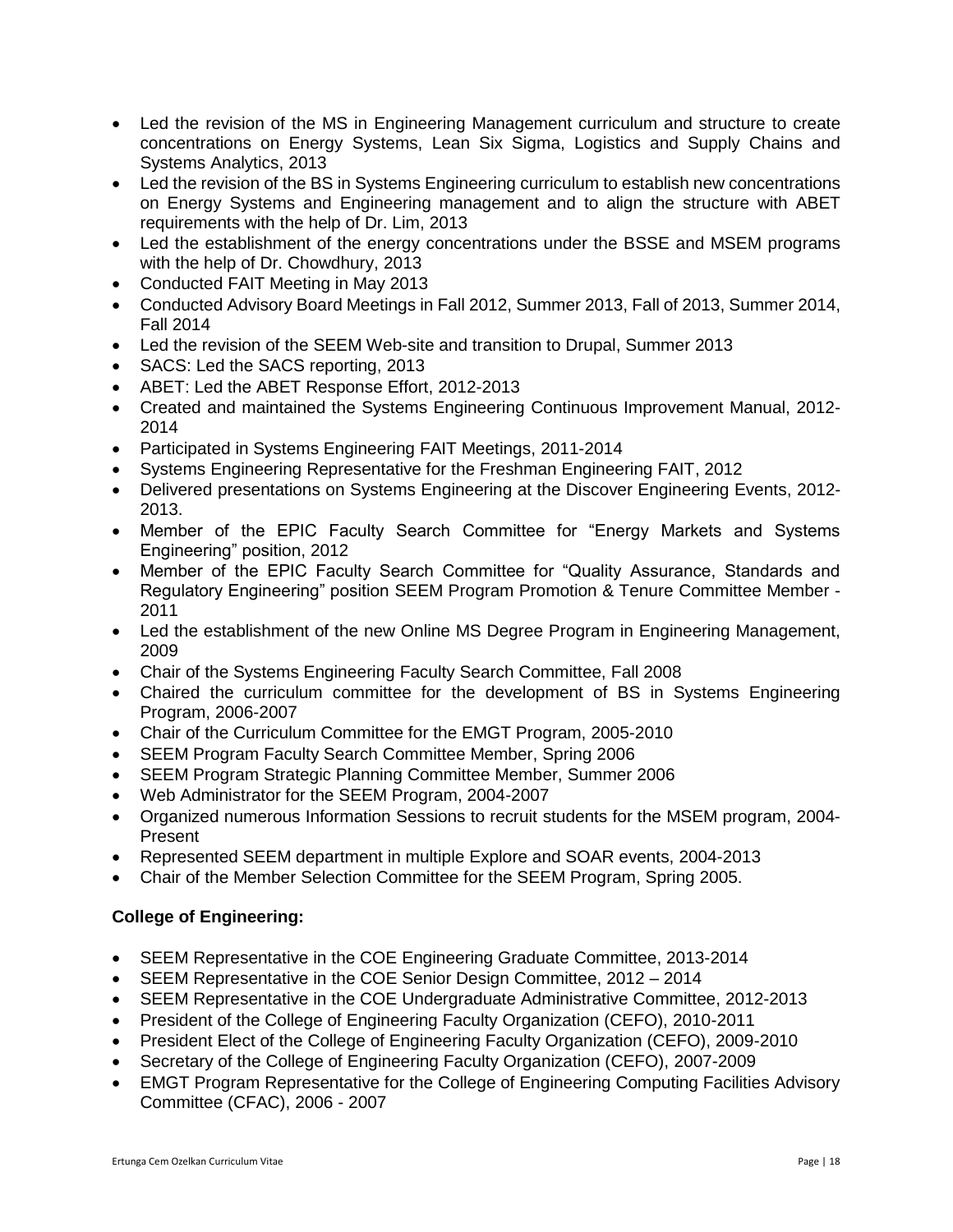- Led the revision of the MS in Engineering Management curriculum and structure to create concentrations on Energy Systems, Lean Six Sigma, Logistics and Supply Chains and Systems Analytics, 2013
- Led the revision of the BS in Systems Engineering curriculum to establish new concentrations on Energy Systems and Engineering management and to align the structure with ABET requirements with the help of Dr. Lim, 2013
- Led the establishment of the energy concentrations under the BSSE and MSEM programs with the help of Dr. Chowdhury, 2013
- Conducted FAIT Meeting in May 2013
- Conducted Advisory Board Meetings in Fall 2012, Summer 2013, Fall of 2013, Summer 2014, Fall 2014
- Led the revision of the SEEM Web-site and transition to Drupal, Summer 2013
- SACS: Led the SACS reporting, 2013
- ABET: Led the ABET Response Effort, 2012-2013
- Created and maintained the Systems Engineering Continuous Improvement Manual, 2012-2014
- Participated in Systems Engineering FAIT Meetings, 2011-2014
- Systems Engineering Representative for the Freshman Engineering FAIT, 2012
- Delivered presentations on Systems Engineering at the Discover Engineering Events, 2012-2013.
- Member of the EPIC Faculty Search Committee for "Energy Markets and Systems Engineering" position, 2012
- Member of the EPIC Faculty Search Committee for "Quality Assurance, Standards and Regulatory Engineering" position SEEM Program Promotion & Tenure Committee Member - 2011
- Led the establishment of the new Online MS Degree Program in Engineering Management, 2009
- Chair of the Systems Engineering Faculty Search Committee, Fall 2008
- Chaired the curriculum committee for the development of BS in Systems Engineering Program, 2006-2007
- Chair of the Curriculum Committee for the EMGT Program, 2005-2010
- SEEM Program Faculty Search Committee Member, Spring 2006
- SEEM Program Strategic Planning Committee Member, Summer 2006
- Web Administrator for the SEEM Program, 2004-2007
- Organized numerous Information Sessions to recruit students for the MSEM program, 2004-Present
- Represented SEEM department in multiple Explore and SOAR events, 2004-2013
- Chair of the Member Selection Committee for the SEEM Program, Spring 2005.

**College of Engineering:**

- SEEM Representative in the COE Engineering Graduate Committee, 2013-2014
- SEEM Representative in the COE Senior Design Committee, 2012 – 2014
- SEEM Representative in the COE Undergraduate Administrative Committee, 2012-2013
- President of the College of Engineering Faculty Organization (CEFO), 2010-2011
- President Elect of the College of Engineering Faculty Organization (CEFO), 2009-2010
- Secretary of the College of Engineering Faculty Organization (CEFO), 2007-2009
- EMGT Program Representative for the College of Engineering Computing Facilities Advisory Committee (CFAC), 2006 - 2007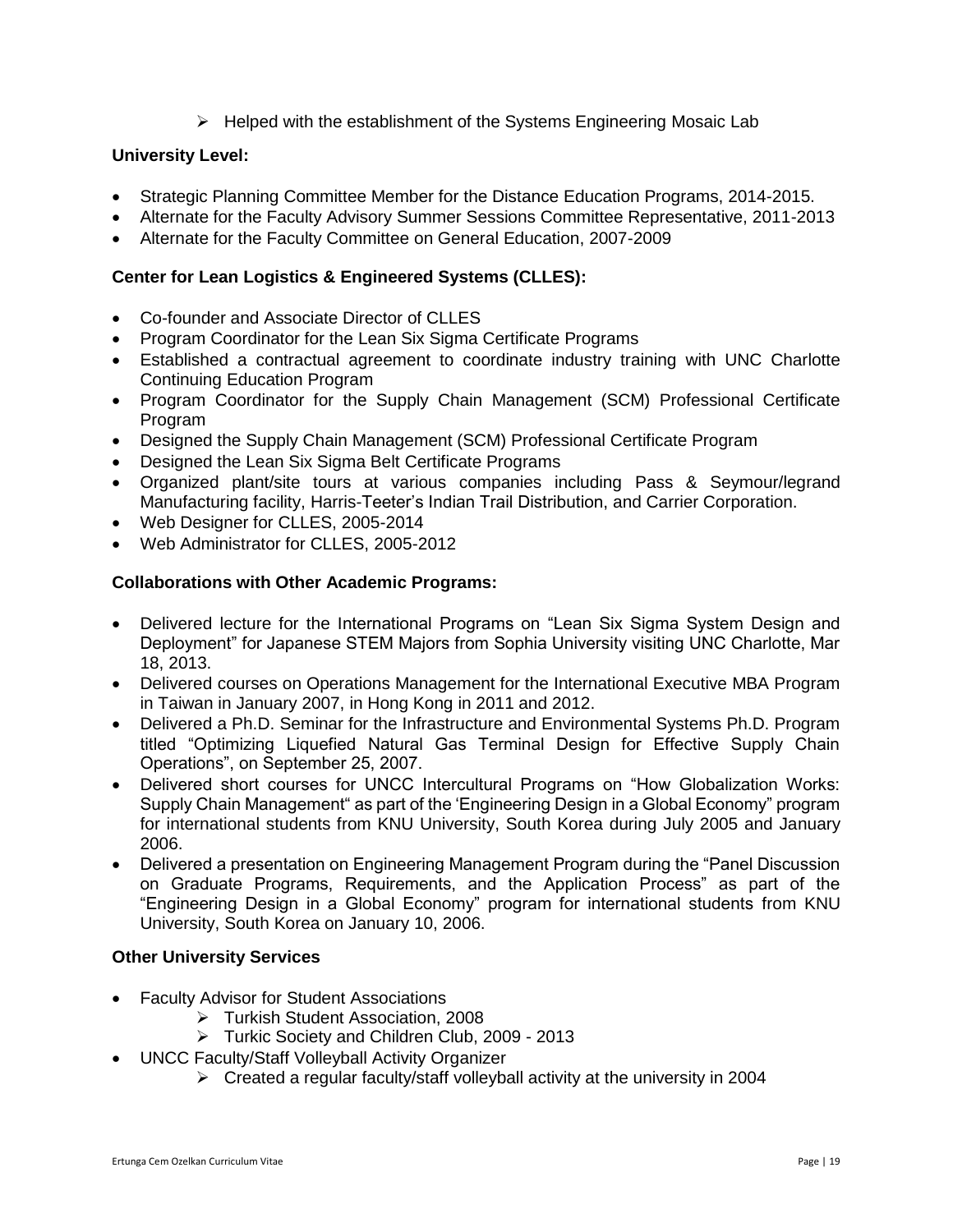- Helped with the establishment of the Systems Engineering Mosaic Lab

**University Level:**

- Strategic Planning Committee Member for the Distance Education Programs, 2014-2015.
- Alternate for the Faculty Advisory Summer Sessions Committee Representative, 2011-2013
- Alternate for the Faculty Committee on General Education, 2007-2009

**Center for Lean Logistics & Engineered Systems (CLLES):**

- Co-founder and Associate Director of CLLES
- Program Coordinator for the Lean Six Sigma Certificate Programs
- Established a contractual agreement to coordinate industry training with UNC Charlotte Continuing Education Program
- Program Coordinator for the Supply Chain Management (SCM) Professional Certificate Program
- Designed the Supply Chain Management (SCM) Professional Certificate Program
- Designed the Lean Six Sigma Belt Certificate Programs
- Organized plant/site tours at various companies including Pass & Seymour/legrand Manufacturing facility, Harris-Teeter's Indian Trail Distribution, and Carrier Corporation.
- Web Designer for CLLES, 2005-2014
- Web Administrator for CLLES, 2005-2012

**Collaborations with Other Academic Programs:**

- Delivered lecture for the International Programs on "Lean Six Sigma System Design and Deployment" for Japanese STEM Majors from Sophia University visiting UNC Charlotte, Mar 18, 2013.
- Delivered courses on Operations Management for the International Executive MBA Program in Taiwan in January 2007, in Hong Kong in 2011 and 2012.
- Delivered a Ph.D. Seminar for the Infrastructure and Environmental Systems Ph.D. Program titled "Optimizing Liquefied Natural Gas Terminal Design for Effective Supply Chain Operations", on September 25, 2007.
- Delivered short courses for UNCC Intercultural Programs on "How Globalization Works: Supply Chain Management" as part of the 'Engineering Design in a Global Economy" program for international students from KNU University, South Korea during July 2005 and January 2006.
- Delivered a presentation on Engineering Management Program during the "Panel Discussion on Graduate Programs, Requirements, and the Application Process" as part of the "Engineering Design in a Global Economy" program for international students from KNU University, South Korea on January 10, 2006.

**Other University Services**

- Faculty Advisor for Student Associations
  - Turkish Student Association, 2008
  - Turkic Society and Children Club, 2009 - 2013
- UNCC Faculty/Staff Volleyball Activity Organizer
  - Created a regular faculty/staff volleyball activity at the university in 2004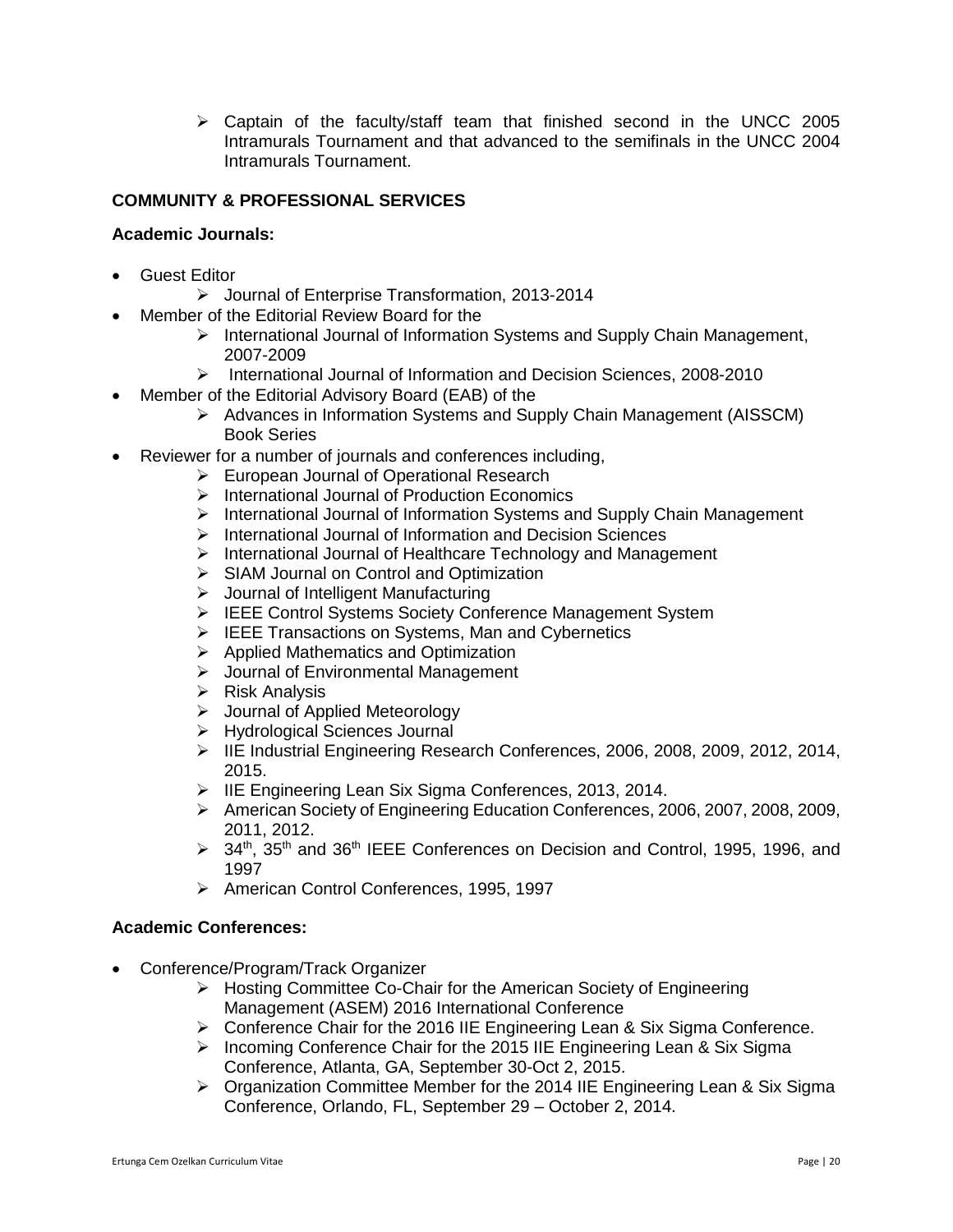- Captain of the faculty/staff team that finished second in the UNCC 2005 Intramurals Tournament and that advanced to the semifinals in the UNCC 2004 Intramurals Tournament.

## COMMUNITY & PROFESSIONAL SERVICES

### Academic Journals:

- Guest Editor
  - Journal of Enterprise Transformation, 2013-2014
- Member of the Editorial Review Board for the
  - International Journal of Information Systems and Supply Chain Management, 2007-2009
  - International Journal of Information and Decision Sciences, 2008-2010
- Member of the Editorial Advisory Board (EAB) of the
  - Advances in Information Systems and Supply Chain Management (AISSCM) Book Series
- Reviewer for a number of journals and conferences including,
  - European Journal of Operational Research
  - International Journal of Production Economics
  - International Journal of Information Systems and Supply Chain Management
  - International Journal of Information and Decision Sciences
  - International Journal of Healthcare Technology and Management
  - SIAM Journal on Control and Optimization
  - Journal of Intelligent Manufacturing
  - IEEE Control Systems Society Conference Management System
  - IEEE Transactions on Systems, Man and Cybernetics
  - Applied Mathematics and Optimization
  - Journal of Environmental Management
  - Risk Analysis
  - Journal of Applied Meteorology
  - Hydrological Sciences Journal
  - IIE Industrial Engineering Research Conferences, 2006, 2008, 2009, 2012, 2014, 2015.
  - IIE Engineering Lean Six Sigma Conferences, 2013, 2014.
  - American Society of Engineering Education Conferences, 2006, 2007, 2008, 2009, 2011, 2012.
  - 34th, 35th and 36th IEEE Conferences on Decision and Control, 1995, 1996, and 1997
  - American Control Conferences, 1995, 1997

### Academic Conferences:

- Conference/Program/Track Organizer
  - Hosting Committee Co-Chair for the American Society of Engineering Management (ASEM) 2016 International Conference
  - Conference Chair for the 2016 IIE Engineering Lean & Six Sigma Conference.
  - Incoming Conference Chair for the 2015 IIE Engineering Lean & Six Sigma Conference, Atlanta, GA, September 30-Oct 2, 2015.
  - Organization Committee Member for the 2014 IIE Engineering Lean & Six Sigma Conference, Orlando, FL, September 29 – October 2, 2014.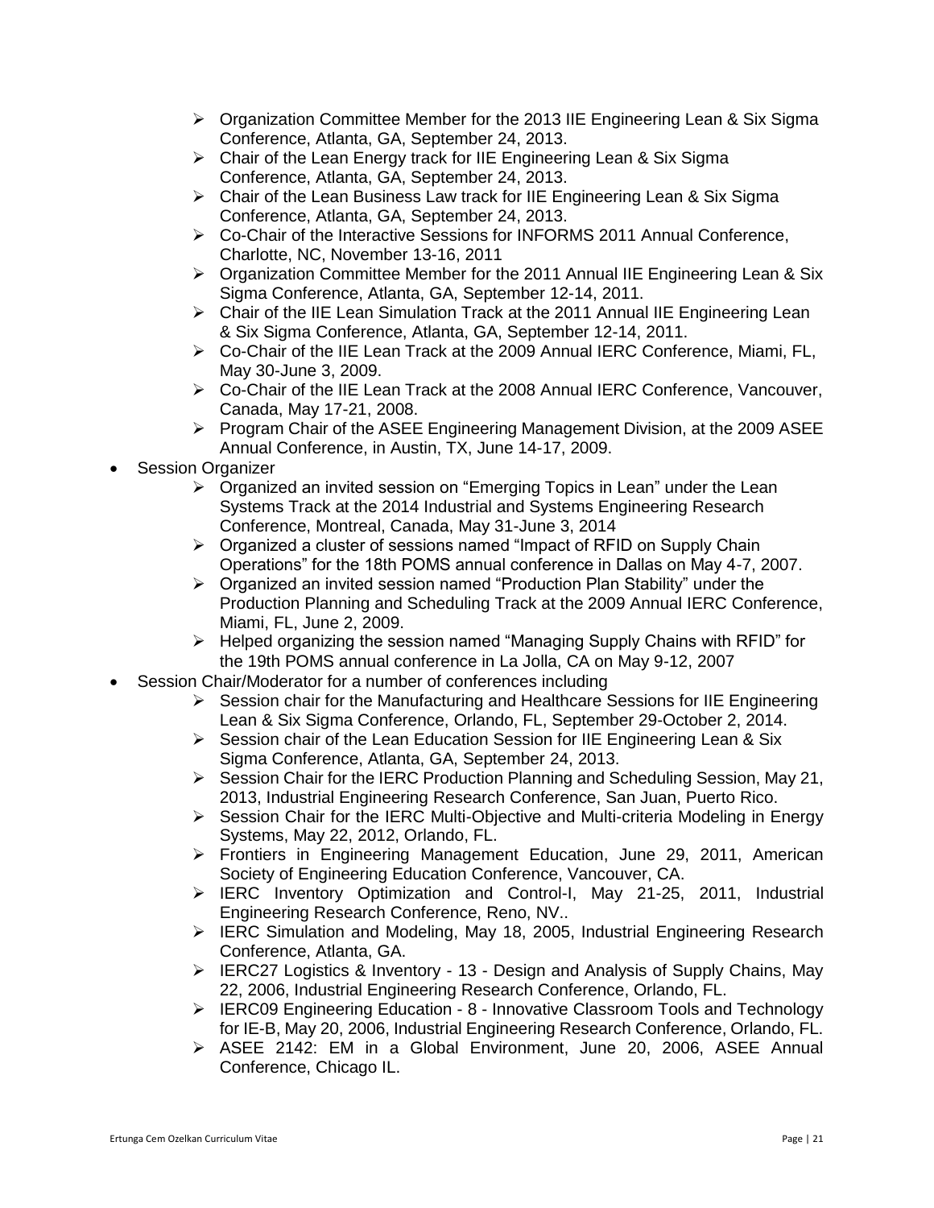- Organization Committee Member for the 2013 IIE Engineering Lean & Six Sigma Conference, Atlanta, GA, September 24, 2013.
    - Chair of the Lean Energy track for IIE Engineering Lean & Six Sigma Conference, Atlanta, GA, September 24, 2013.
    - Chair of the Lean Business Law track for IIE Engineering Lean & Six Sigma Conference, Atlanta, GA, September 24, 2013.
    - Co-Chair of the Interactive Sessions for INFORMS 2011 Annual Conference, Charlotte, NC, November 13-16, 2011
    - Organization Committee Member for the 2011 Annual IIE Engineering Lean & Six Sigma Conference, Atlanta, GA, September 12-14, 2011.
    - Chair of the IIE Lean Simulation Track at the 2011 Annual IIE Engineering Lean & Six Sigma Conference, Atlanta, GA, September 12-14, 2011.
    - Co-Chair of the IIE Lean Track at the 2009 Annual IERC Conference, Miami, FL, May 30-June 3, 2009.
    - Co-Chair of the IIE Lean Track at the 2008 Annual IERC Conference, Vancouver, Canada, May 17-21, 2008.
    - Program Chair of the ASEE Engineering Management Division, at the 2009 ASEE Annual Conference, in Austin, TX, June 14-17, 2009.
- Session Organizer
    - Organized an invited session on "Emerging Topics in Lean" under the Lean Systems Track at the 2014 Industrial and Systems Engineering Research Conference, Montreal, Canada, May 31-June 3, 2014
    - Organized a cluster of sessions named "Impact of RFID on Supply Chain Operations" for the 18th POMS annual conference in Dallas on May 4-7, 2007.
    - Organized an invited session named "Production Plan Stability" under the Production Planning and Scheduling Track at the 2009 Annual IERC Conference, Miami, FL, June 2, 2009.
    - Helped organizing the session named "Managing Supply Chains with RFID" for the 19th POMS annual conference in La Jolla, CA on May 9-12, 2007
- Session Chair/Moderator for a number of conferences including
    - Session chair for the Manufacturing and Healthcare Sessions for IIE Engineering Lean & Six Sigma Conference, Orlando, FL, September 29-October 2, 2014.
    - Session chair of the Lean Education Session for IIE Engineering Lean & Six Sigma Conference, Atlanta, GA, September 24, 2013.
    - Session Chair for the IERC Production Planning and Scheduling Session, May 21, 2013, Industrial Engineering Research Conference, San Juan, Puerto Rico.
    - Session Chair for the IERC Multi-Objective and Multi-criteria Modeling in Energy Systems, May 22, 2012, Orlando, FL.
    - Frontiers in Engineering Management Education, June 29, 2011, American Society of Engineering Education Conference, Vancouver, CA.
    - IERC Inventory Optimization and Control-I, May 21-25, 2011, Industrial Engineering Research Conference, Reno, NV..
    - IERC Simulation and Modeling, May 18, 2005, Industrial Engineering Research Conference, Atlanta, GA.
    - IERC27 Logistics & Inventory - 13 - Design and Analysis of Supply Chains, May 22, 2006, Industrial Engineering Research Conference, Orlando, FL.
    - IERC09 Engineering Education - 8 - Innovative Classroom Tools and Technology for IE-B, May 20, 2006, Industrial Engineering Research Conference, Orlando, FL.
    - ASEE 2142: EM in a Global Environment, June 20, 2006, ASEE Annual Conference, Chicago IL.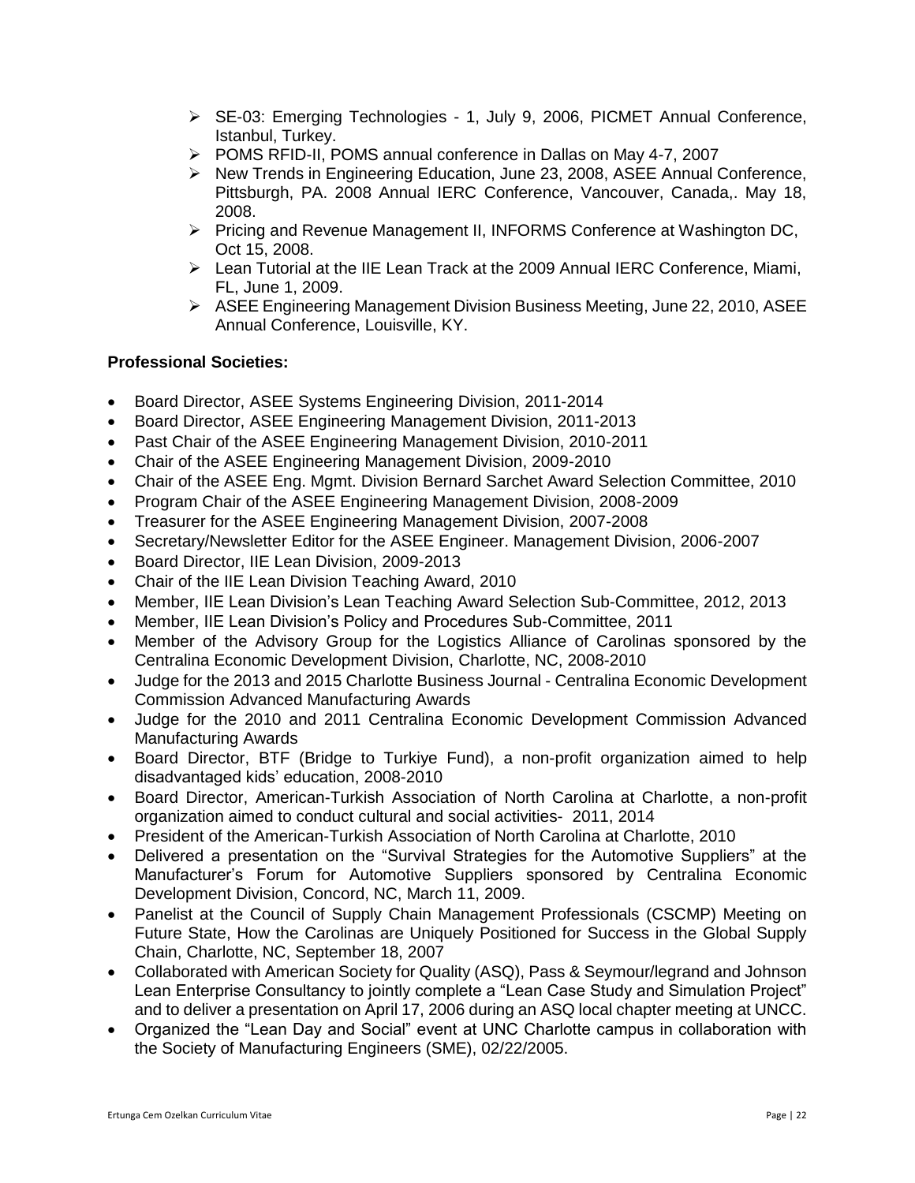- SE-03: Emerging Technologies - 1, July 9, 2006, PICMET Annual Conference, Istanbul, Turkey.
- POMS RFID-II, POMS annual conference in Dallas on May 4-7, 2007
- New Trends in Engineering Education, June 23, 2008, ASEE Annual Conference, Pittsburgh, PA. 2008 Annual IERC Conference, Vancouver, Canada,. May 18, 2008.
- Pricing and Revenue Management II, INFORMS Conference at Washington DC, Oct 15, 2008.
- Lean Tutorial at the IIE Lean Track at the 2009 Annual IERC Conference, Miami, FL, June 1, 2009.
- ASEE Engineering Management Division Business Meeting, June 22, 2010, ASEE Annual Conference, Louisville, KY.

**Professional Societies:**

- Board Director, ASEE Systems Engineering Division, 2011-2014
- Board Director, ASEE Engineering Management Division, 2011-2013
- Past Chair of the ASEE Engineering Management Division, 2010-2011
- Chair of the ASEE Engineering Management Division, 2009-2010
- Chair of the ASEE Eng. Mgmt. Division Bernard Sarchet Award Selection Committee, 2010
- Program Chair of the ASEE Engineering Management Division, 2008-2009
- Treasurer for the ASEE Engineering Management Division, 2007-2008
- Secretary/Newsletter Editor for the ASEE Engineer. Management Division, 2006-2007
- Board Director, IIE Lean Division, 2009-2013
- Chair of the IIE Lean Division Teaching Award, 2010
- Member, IIE Lean Division's Lean Teaching Award Selection Sub-Committee, 2012, 2013
- Member, IIE Lean Division's Policy and Procedures Sub-Committee, 2011
- Member of the Advisory Group for the Logistics Alliance of Carolinas sponsored by the Centralina Economic Development Division, Charlotte, NC, 2008-2010
- Judge for the 2013 and 2015 Charlotte Business Journal - Centralina Economic Development Commission Advanced Manufacturing Awards
- Judge for the 2010 and 2011 Centralina Economic Development Commission Advanced Manufacturing Awards
- Board Director, BTF (Bridge to Turkiye Fund), a non-profit organization aimed to help disadvantaged kids' education, 2008-2010
- Board Director, American-Turkish Association of North Carolina at Charlotte, a non-profit organization aimed to conduct cultural and social activities- 2011, 2014
- President of the American-Turkish Association of North Carolina at Charlotte, 2010
- Delivered a presentation on the "Survival Strategies for the Automotive Suppliers" at the Manufacturer's Forum for Automotive Suppliers sponsored by Centralina Economic Development Division, Concord, NC, March 11, 2009.
- Panelist at the Council of Supply Chain Management Professionals (CSCMP) Meeting on Future State, How the Carolinas are Uniquely Positioned for Success in the Global Supply Chain, Charlotte, NC, September 18, 2007
- Collaborated with American Society for Quality (ASQ), Pass & Seymour/legrand and Johnson Lean Enterprise Consultancy to jointly complete a "Lean Case Study and Simulation Project" and to deliver a presentation on April 17, 2006 during an ASQ local chapter meeting at UNCC.
- Organized the "Lean Day and Social" event at UNC Charlotte campus in collaboration with the Society of Manufacturing Engineers (SME), 02/22/2005.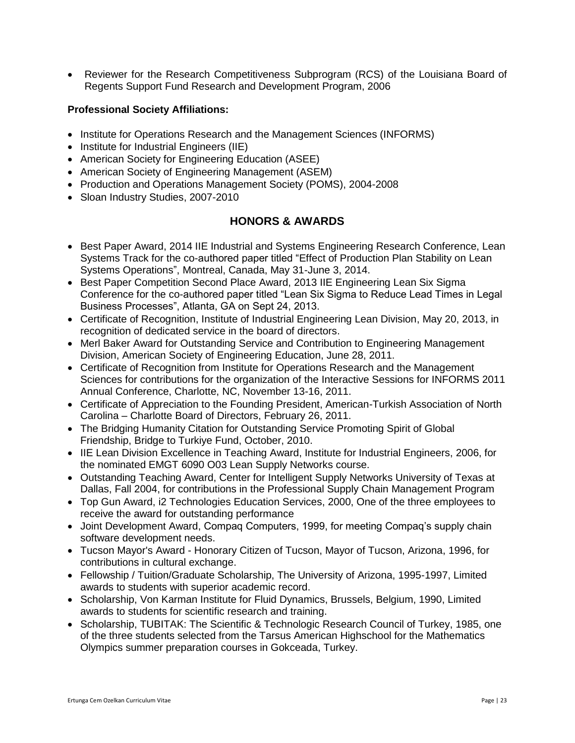- Reviewer for the Research Competitiveness Subprogram (RCS) of the Louisiana Board of Regents Support Fund Research and Development Program, 2006

**Professional Society Affiliations:**

- Institute for Operations Research and the Management Sciences (INFORMS)
- Institute for Industrial Engineers (IIE)
- American Society for Engineering Education (ASEE)
- American Society of Engineering Management (ASEM)
- Production and Operations Management Society (POMS), 2004-2008
- Sloan Industry Studies, 2007-2010

## HONORS & AWARDS

- Best Paper Award, 2014 IIE Industrial and Systems Engineering Research Conference, Lean Systems Track for the co-authored paper titled "Effect of Production Plan Stability on Lean Systems Operations", Montreal, Canada, May 31-June 3, 2014.
- Best Paper Competition Second Place Award, 2013 IIE Engineering Lean Six Sigma Conference for the co-authored paper titled "Lean Six Sigma to Reduce Lead Times in Legal Business Processes", Atlanta, GA on Sept 24, 2013.
- Certificate of Recognition, Institute of Industrial Engineering Lean Division, May 20, 2013, in recognition of dedicated service in the board of directors.
- Merl Baker Award for Outstanding Service and Contribution to Engineering Management Division, American Society of Engineering Education, June 28, 2011.
- Certificate of Recognition from Institute for Operations Research and the Management Sciences for contributions for the organization of the Interactive Sessions for INFORMS 2011 Annual Conference, Charlotte, NC, November 13-16, 2011.
- Certificate of Appreciation to the Founding President, American-Turkish Association of North Carolina – Charlotte Board of Directors, February 26, 2011.
- The Bridging Humanity Citation for Outstanding Service Promoting Spirit of Global Friendship, Bridge to Turkiye Fund, October, 2010.
- IIE Lean Division Excellence in Teaching Award, Institute for Industrial Engineers, 2006, for the nominated EMGT 6090 O03 Lean Supply Networks course.
- Outstanding Teaching Award, Center for Intelligent Supply Networks University of Texas at Dallas, Fall 2004, for contributions in the Professional Supply Chain Management Program
- Top Gun Award, i2 Technologies Education Services, 2000, One of the three employees to receive the award for outstanding performance
- Joint Development Award, Compaq Computers, 1999, for meeting Compaq's supply chain software development needs.
- Tucson Mayor's Award - Honorary Citizen of Tucson, Mayor of Tucson, Arizona, 1996, for contributions in cultural exchange.
- Fellowship / Tuition/Graduate Scholarship, The University of Arizona, 1995-1997, Limited awards to students with superior academic record.
- Scholarship, Von Karman Institute for Fluid Dynamics, Brussels, Belgium, 1990, Limited awards to students for scientific research and training.
- Scholarship, TUBITAK: The Scientific & Technologic Research Council of Turkey, 1985, one of the three students selected from the Tarsus American Highschool for the Mathematics Olympics summer preparation courses in Gokceada, Turkey.